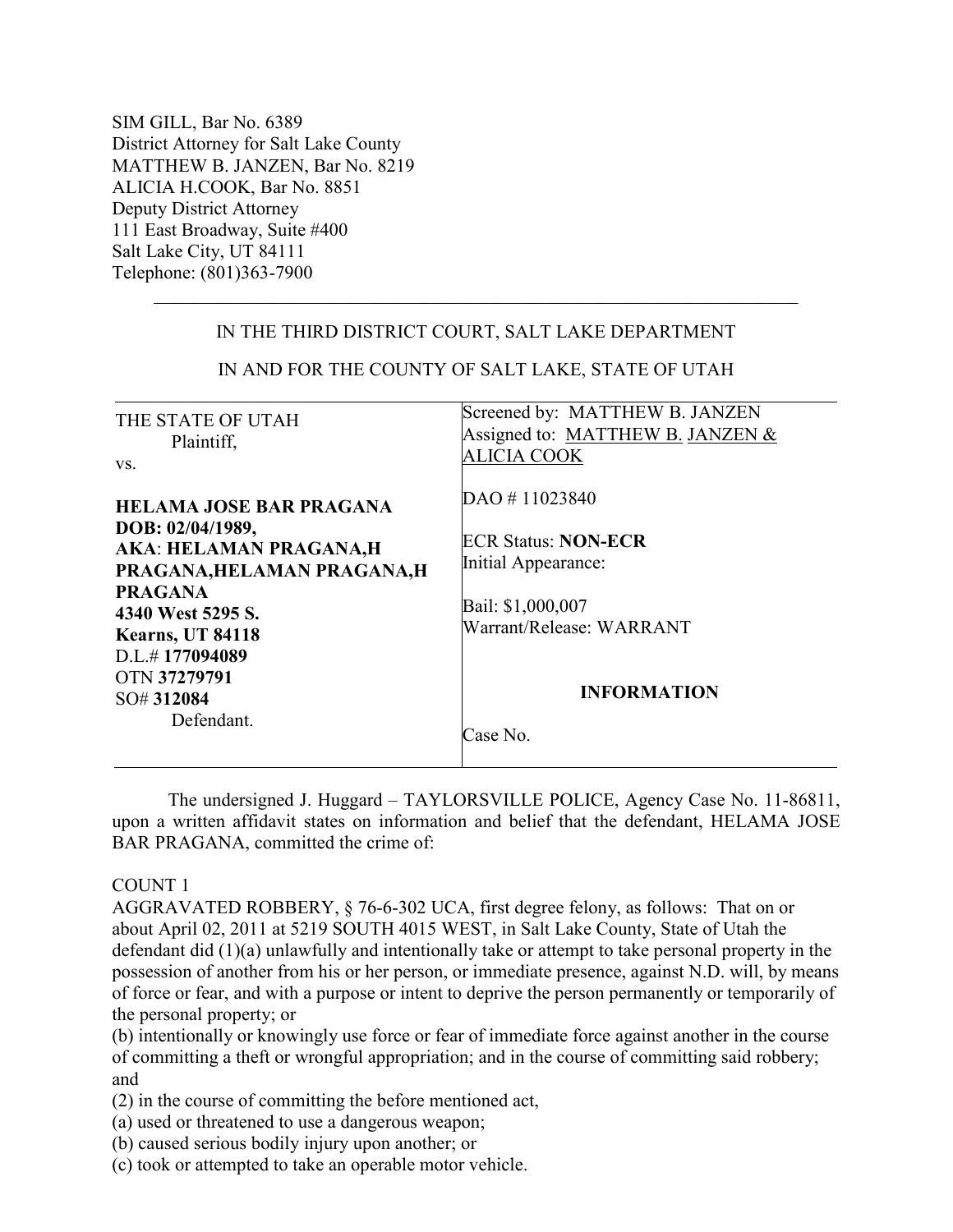SIM GILL, Bar No. 6389
District Attorney for Salt Lake County
MATTHEW B. JANZEN, Bar No. 8219
ALICIA H.COOK, Bar No. 8851
Deputy District Attorney
111 East Broadway, Suite #400
Salt Lake City, UT 84111
Telephone: (801)363-7900

---

IN THE THIRD DISTRICT COURT, SALT LAKE DEPARTMENT

IN AND FOR THE COUNTY OF SALT LAKE, STATE OF UTAH

| | |
|---|---|
| THE STATE OF UTAH<br>Plaintiff,<br>vs.<br><br>**HELAMA JOSE BAR PRAGANA**<br>**DOB: 02/04/1989,**<br>**AKA**: **HELAMAN PRAGANA,H PRAGANA,HELAMAN PRAGANA,H PRAGANA**<br>**4340 West 5295 S.**<br>**Kearns, UT 84118**<br>D.L.# **177094089**<br>OTN **37279791**<br>SO# **312084**<br>Defendant. | Screened by: MATTHEW B. JANZEN<br>Assigned to: MATTHEW B. JANZEN & ALICIA COOK<br><br>DAO # 11023840<br><br>ECR Status: **NON-ECR**<br>Initial Appearance:<br><br>Bail: $1,000,007<br>Warrant/Release: WARRANT<br><br>**INFORMATION**<br><br>Case No. |

The undersigned J. Huggard – TAYLORSVILLE POLICE, Agency Case No. 11-86811, upon a written affidavit states on information and belief that the defendant, HELAMA JOSE BAR PRAGANA, committed the crime of:

COUNT 1

AGGRAVATED ROBBERY, § 76-6-302 UCA, first degree felony, as follows: That on or about April 02, 2011 at 5219 SOUTH 4015 WEST, in Salt Lake County, State of Utah the defendant did (1)(a) unlawfully and intentionally take or attempt to take personal property in the possession of another from his or her person, or immediate presence, against N.D. will, by means of force or fear, and with a purpose or intent to deprive the person permanently or temporarily of the personal property; or

(b) intentionally or knowingly use force or fear of immediate force against another in the course of committing a theft or wrongful appropriation; and in the course of committing said robbery; and

(2) in the course of committing the before mentioned act,

(a) used or threatened to use a dangerous weapon;

(b) caused serious bodily injury upon another; or

(c) took or attempted to take an operable motor vehicle.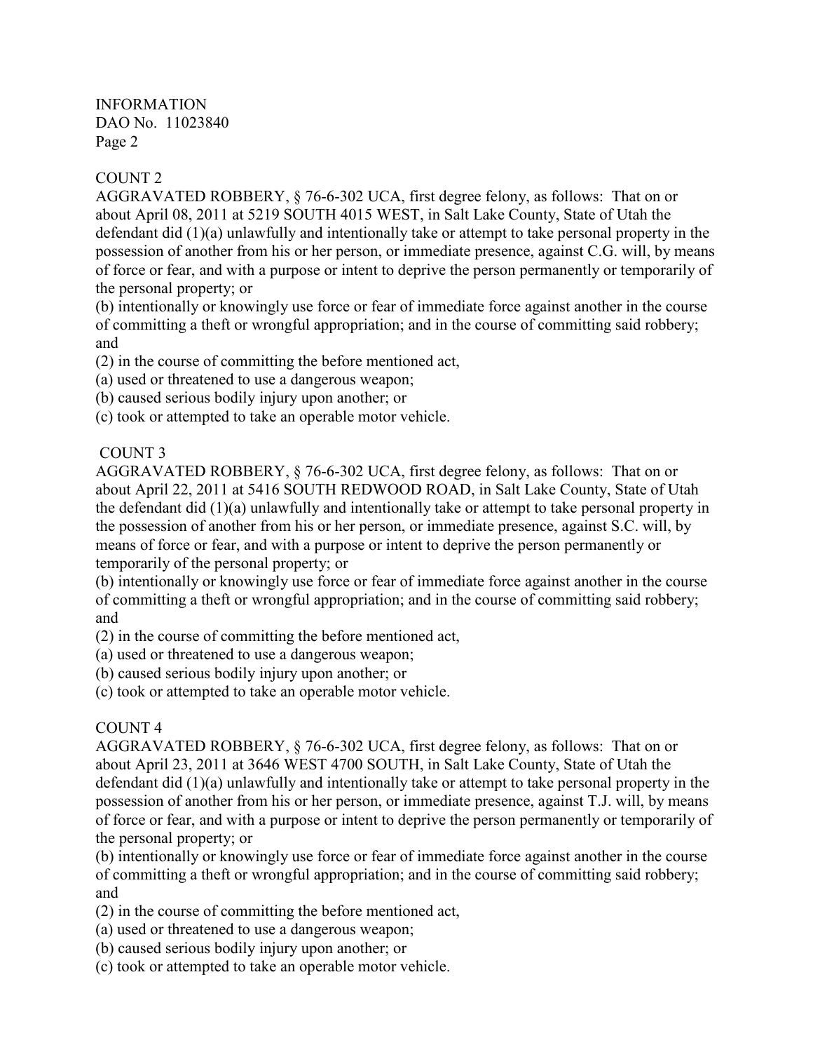COUNT 2

AGGRAVATED ROBBERY, § 76-6-302 UCA, first degree felony, as follows: That on or about April 08, 2011 at 5219 SOUTH 4015 WEST, in Salt Lake County, State of Utah the defendant did (1)(a) unlawfully and intentionally take or attempt to take personal property in the possession of another from his or her person, or immediate presence, against C.G. will, by means of force or fear, and with a purpose or intent to deprive the person permanently or temporarily of the personal property; or

(b) intentionally or knowingly use force or fear of immediate force against another in the course of committing a theft or wrongful appropriation; and in the course of committing said robbery; and

(2) in the course of committing the before mentioned act,

(a) used or threatened to use a dangerous weapon;

(b) caused serious bodily injury upon another; or

(c) took or attempted to take an operable motor vehicle.

COUNT 3

AGGRAVATED ROBBERY, § 76-6-302 UCA, first degree felony, as follows: That on or about April 22, 2011 at 5416 SOUTH REDWOOD ROAD, in Salt Lake County, State of Utah the defendant did (1)(a) unlawfully and intentionally take or attempt to take personal property in the possession of another from his or her person, or immediate presence, against S.C. will, by means of force or fear, and with a purpose or intent to deprive the person permanently or temporarily of the personal property; or

(b) intentionally or knowingly use force or fear of immediate force against another in the course of committing a theft or wrongful appropriation; and in the course of committing said robbery; and

(2) in the course of committing the before mentioned act,

(a) used or threatened to use a dangerous weapon;

(b) caused serious bodily injury upon another; or

(c) took or attempted to take an operable motor vehicle.

COUNT 4

AGGRAVATED ROBBERY, § 76-6-302 UCA, first degree felony, as follows: That on or about April 23, 2011 at 3646 WEST 4700 SOUTH, in Salt Lake County, State of Utah the defendant did (1)(a) unlawfully and intentionally take or attempt to take personal property in the possession of another from his or her person, or immediate presence, against T.J. will, by means of force or fear, and with a purpose or intent to deprive the person permanently or temporarily of the personal property; or

(b) intentionally or knowingly use force or fear of immediate force against another in the course of committing a theft or wrongful appropriation; and in the course of committing said robbery; and

(2) in the course of committing the before mentioned act,

(a) used or threatened to use a dangerous weapon;

(b) caused serious bodily injury upon another; or

(c) took or attempted to take an operable motor vehicle.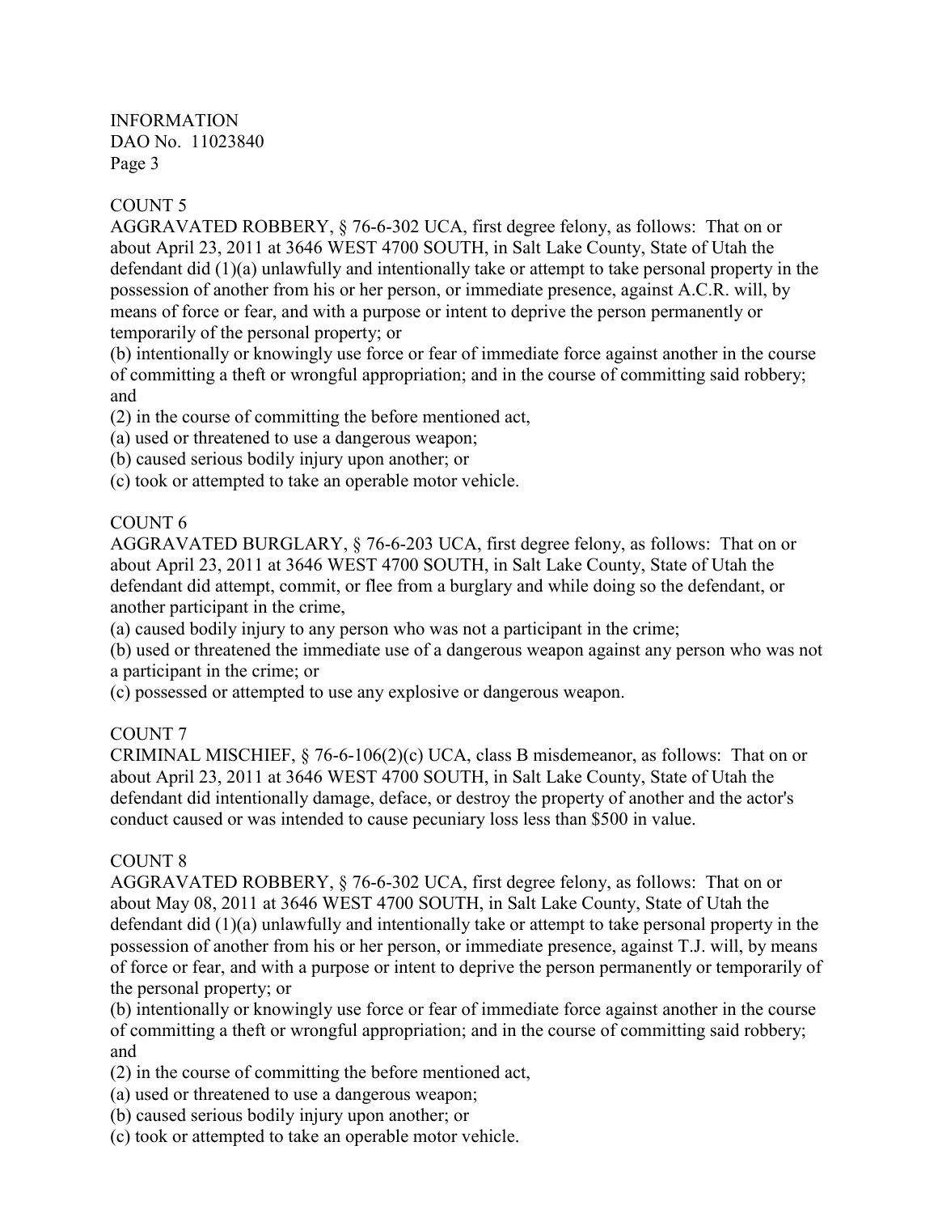INFORMATION
DAO No. 11023840
Page 3

COUNT 5

AGGRAVATED ROBBERY, § 76-6-302 UCA, first degree felony, as follows: That on or about April 23, 2011 at 3646 WEST 4700 SOUTH, in Salt Lake County, State of Utah the defendant did (1)(a) unlawfully and intentionally take or attempt to take personal property in the possession of another from his or her person, or immediate presence, against A.C.R. will, by means of force or fear, and with a purpose or intent to deprive the person permanently or temporarily of the personal property; or

(b) intentionally or knowingly use force or fear of immediate force against another in the course of committing a theft or wrongful appropriation; and in the course of committing said robbery; and

(2) in the course of committing the before mentioned act,

(a) used or threatened to use a dangerous weapon;

(b) caused serious bodily injury upon another; or

(c) took or attempted to take an operable motor vehicle.

COUNT 6

AGGRAVATED BURGLARY, § 76-6-203 UCA, first degree felony, as follows: That on or about April 23, 2011 at 3646 WEST 4700 SOUTH, in Salt Lake County, State of Utah the defendant did attempt, commit, or flee from a burglary and while doing so the defendant, or another participant in the crime,

(a) caused bodily injury to any person who was not a participant in the crime;

(b) used or threatened the immediate use of a dangerous weapon against any person who was not a participant in the crime; or

(c) possessed or attempted to use any explosive or dangerous weapon.

COUNT 7

CRIMINAL MISCHIEF, § 76-6-106(2)(c) UCA, class B misdemeanor, as follows: That on or about April 23, 2011 at 3646 WEST 4700 SOUTH, in Salt Lake County, State of Utah the defendant did intentionally damage, deface, or destroy the property of another and the actor's conduct caused or was intended to cause pecuniary loss less than $500 in value.

COUNT 8

AGGRAVATED ROBBERY, § 76-6-302 UCA, first degree felony, as follows: That on or about May 08, 2011 at 3646 WEST 4700 SOUTH, in Salt Lake County, State of Utah the defendant did (1)(a) unlawfully and intentionally take or attempt to take personal property in the possession of another from his or her person, or immediate presence, against T.J. will, by means of force or fear, and with a purpose or intent to deprive the person permanently or temporarily of the personal property; or

(b) intentionally or knowingly use force or fear of immediate force against another in the course of committing a theft or wrongful appropriation; and in the course of committing said robbery; and

(2) in the course of committing the before mentioned act,

(a) used or threatened to use a dangerous weapon;

(b) caused serious bodily injury upon another; or

(c) took or attempted to take an operable motor vehicle.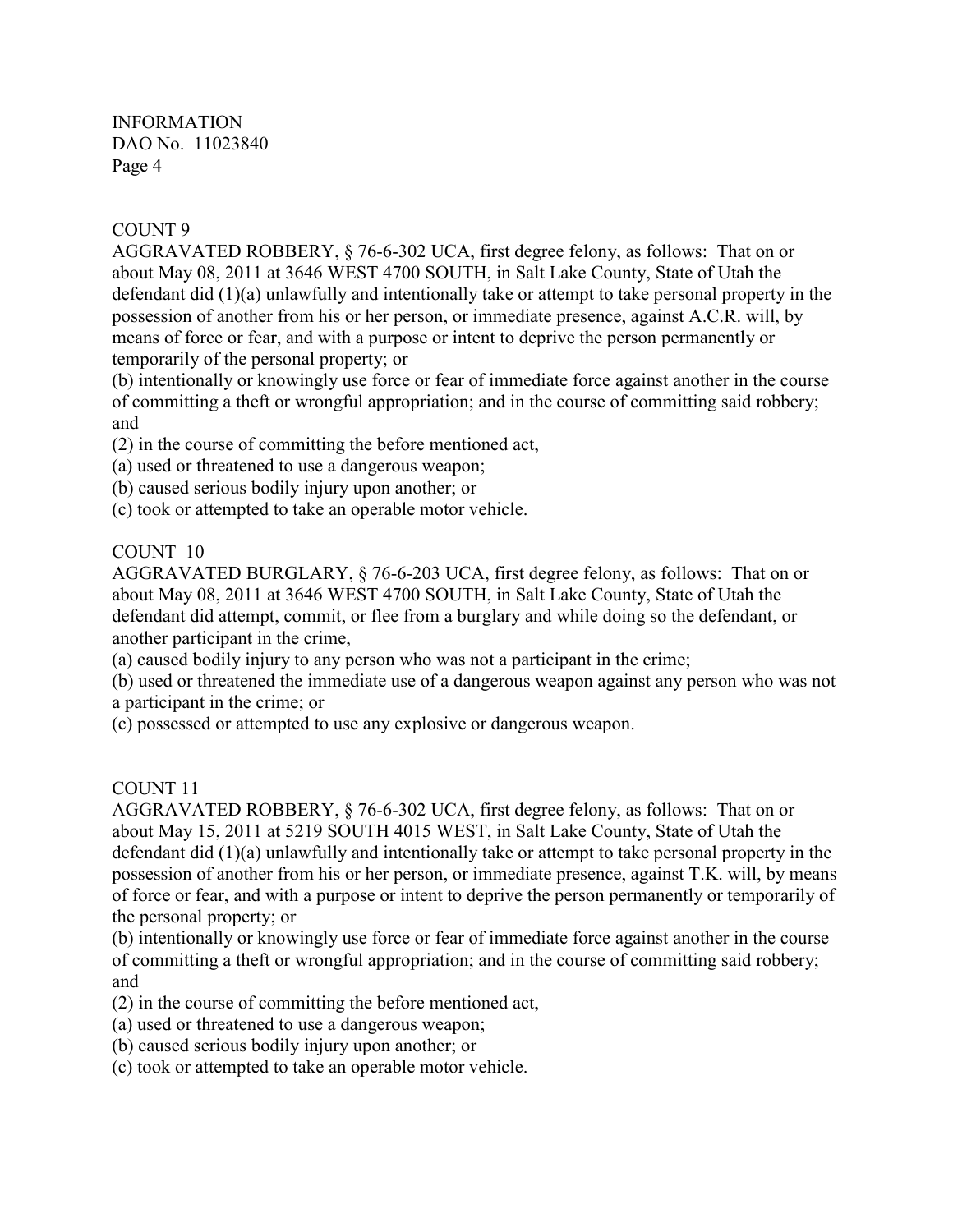COUNT 9

AGGRAVATED ROBBERY, § 76-6-302 UCA, first degree felony, as follows: That on or about May 08, 2011 at 3646 WEST 4700 SOUTH, in Salt Lake County, State of Utah the defendant did (1)(a) unlawfully and intentionally take or attempt to take personal property in the possession of another from his or her person, or immediate presence, against A.C.R. will, by means of force or fear, and with a purpose or intent to deprive the person permanently or temporarily of the personal property; or

(b) intentionally or knowingly use force or fear of immediate force against another in the course of committing a theft or wrongful appropriation; and in the course of committing said robbery; and

(2) in the course of committing the before mentioned act,

(a) used or threatened to use a dangerous weapon;

(b) caused serious bodily injury upon another; or

(c) took or attempted to take an operable motor vehicle.

COUNT 10

AGGRAVATED BURGLARY, § 76-6-203 UCA, first degree felony, as follows: That on or about May 08, 2011 at 3646 WEST 4700 SOUTH, in Salt Lake County, State of Utah the defendant did attempt, commit, or flee from a burglary and while doing so the defendant, or another participant in the crime,

(a) caused bodily injury to any person who was not a participant in the crime;

(b) used or threatened the immediate use of a dangerous weapon against any person who was not a participant in the crime; or

(c) possessed or attempted to use any explosive or dangerous weapon.

COUNT 11

AGGRAVATED ROBBERY, § 76-6-302 UCA, first degree felony, as follows: That on or about May 15, 2011 at 5219 SOUTH 4015 WEST, in Salt Lake County, State of Utah the defendant did (1)(a) unlawfully and intentionally take or attempt to take personal property in the possession of another from his or her person, or immediate presence, against T.K. will, by means of force or fear, and with a purpose or intent to deprive the person permanently or temporarily of the personal property; or

(b) intentionally or knowingly use force or fear of immediate force against another in the course of committing a theft or wrongful appropriation; and in the course of committing said robbery; and

(2) in the course of committing the before mentioned act,

(a) used or threatened to use a dangerous weapon;

(b) caused serious bodily injury upon another; or

(c) took or attempted to take an operable motor vehicle.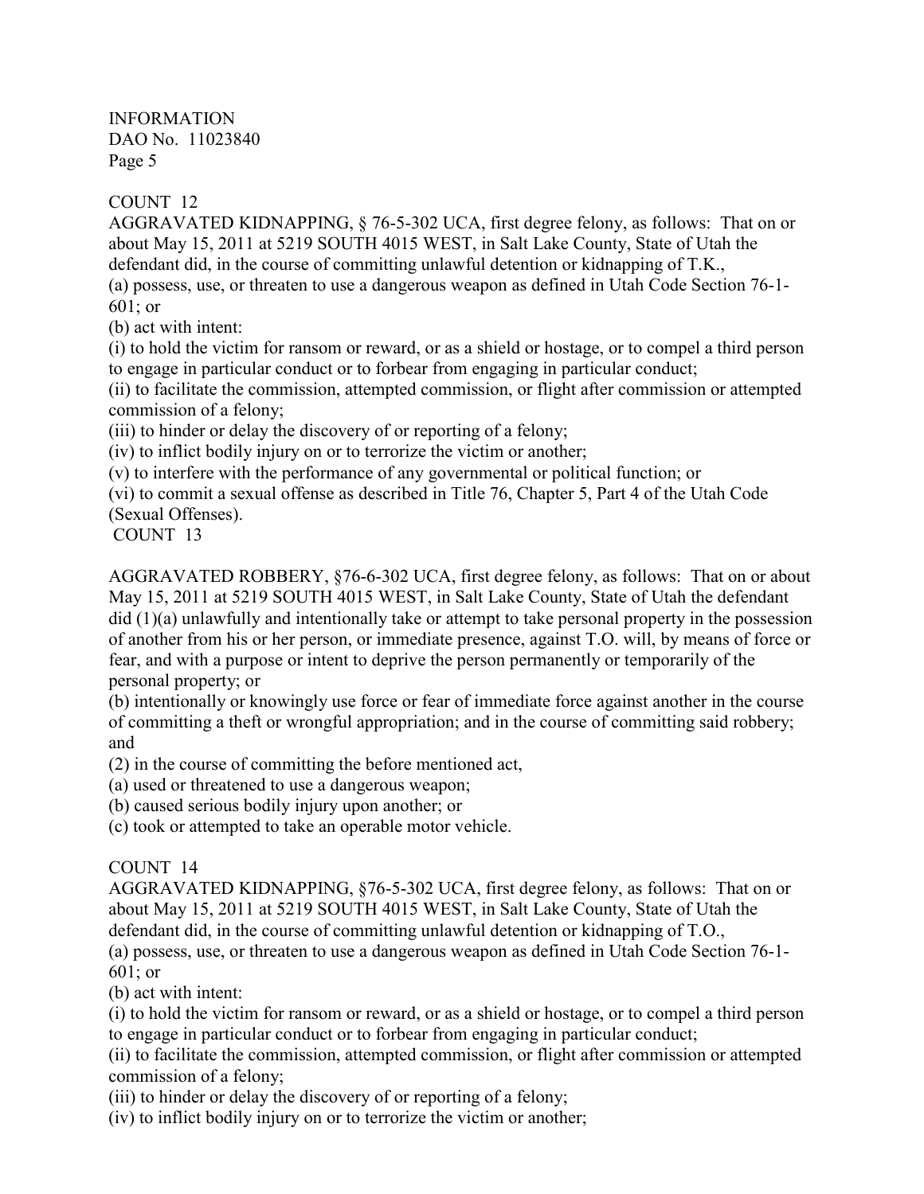COUNT 12

AGGRAVATED KIDNAPPING, § 76-5-302 UCA, first degree felony, as follows: That on or about May 15, 2011 at 5219 SOUTH 4015 WEST, in Salt Lake County, State of Utah the defendant did, in the course of committing unlawful detention or kidnapping of T.K.,

(a) possess, use, or threaten to use a dangerous weapon as defined in Utah Code Section 76-1-601; or

(b) act with intent:

(i) to hold the victim for ransom or reward, or as a shield or hostage, or to compel a third person to engage in particular conduct or to forbear from engaging in particular conduct;

(ii) to facilitate the commission, attempted commission, or flight after commission or attempted commission of a felony;

(iii) to hinder or delay the discovery of or reporting of a felony;

(iv) to inflict bodily injury on or to terrorize the victim or another;

(v) to interfere with the performance of any governmental or political function; or

(vi) to commit a sexual offense as described in Title 76, Chapter 5, Part 4 of the Utah Code (Sexual Offenses).

COUNT 13

AGGRAVATED ROBBERY, §76-6-302 UCA, first degree felony, as follows: That on or about May 15, 2011 at 5219 SOUTH 4015 WEST, in Salt Lake County, State of Utah the defendant did (1)(a) unlawfully and intentionally take or attempt to take personal property in the possession of another from his or her person, or immediate presence, against T.O. will, by means of force or fear, and with a purpose or intent to deprive the person permanently or temporarily of the personal property; or

(b) intentionally or knowingly use force or fear of immediate force against another in the course of committing a theft or wrongful appropriation; and in the course of committing said robbery; and

(2) in the course of committing the before mentioned act,

(a) used or threatened to use a dangerous weapon;

(b) caused serious bodily injury upon another; or

(c) took or attempted to take an operable motor vehicle.

COUNT 14

AGGRAVATED KIDNAPPING, §76-5-302 UCA, first degree felony, as follows: That on or about May 15, 2011 at 5219 SOUTH 4015 WEST, in Salt Lake County, State of Utah the defendant did, in the course of committing unlawful detention or kidnapping of T.O.,

(a) possess, use, or threaten to use a dangerous weapon as defined in Utah Code Section 76-1-601; or

(b) act with intent:

(i) to hold the victim for ransom or reward, or as a shield or hostage, or to compel a third person to engage in particular conduct or to forbear from engaging in particular conduct;

(ii) to facilitate the commission, attempted commission, or flight after commission or attempted commission of a felony;

(iii) to hinder or delay the discovery of or reporting of a felony;

(iv) to inflict bodily injury on or to terrorize the victim or another;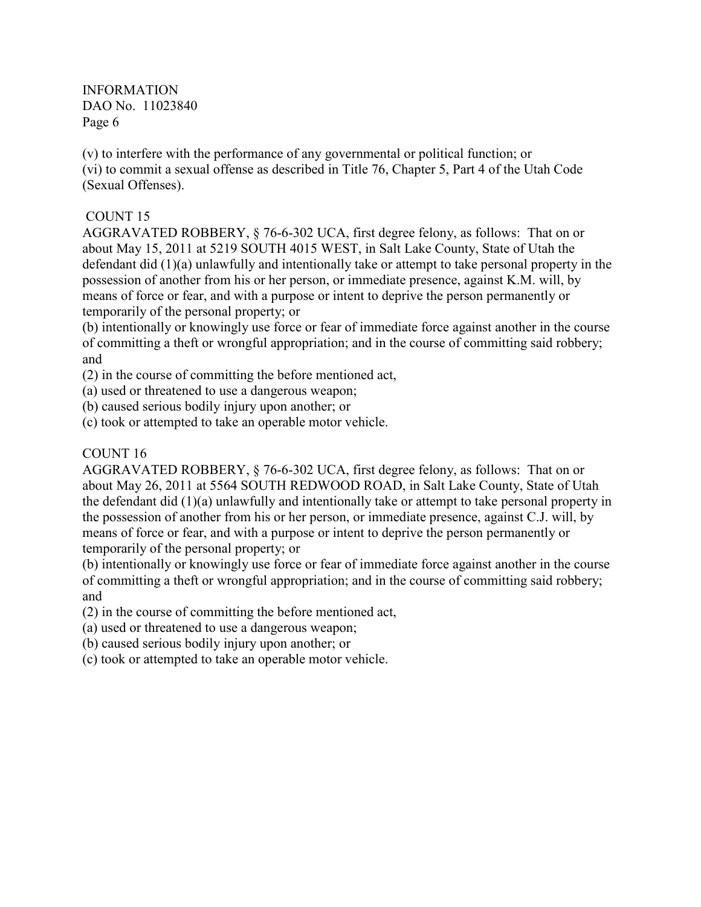(v) to interfere with the performance of any governmental or political function; or
(vi) to commit a sexual offense as described in Title 76, Chapter 5, Part 4 of the Utah Code (Sexual Offenses).

COUNT 15

AGGRAVATED ROBBERY, § 76-6-302 UCA, first degree felony, as follows: That on or about May 15, 2011 at 5219 SOUTH 4015 WEST, in Salt Lake County, State of Utah the defendant did (1)(a) unlawfully and intentionally take or attempt to take personal property in the possession of another from his or her person, or immediate presence, against K.M. will, by means of force or fear, and with a purpose or intent to deprive the person permanently or temporarily of the personal property; or
(b) intentionally or knowingly use force or fear of immediate force against another in the course of committing a theft or wrongful appropriation; and in the course of committing said robbery; and
(2) in the course of committing the before mentioned act,
(a) used or threatened to use a dangerous weapon;
(b) caused serious bodily injury upon another; or
(c) took or attempted to take an operable motor vehicle.

COUNT 16

AGGRAVATED ROBBERY, § 76-6-302 UCA, first degree felony, as follows: That on or about May 26, 2011 at 5564 SOUTH REDWOOD ROAD, in Salt Lake County, State of Utah the defendant did (1)(a) unlawfully and intentionally take or attempt to take personal property in the possession of another from his or her person, or immediate presence, against C.J. will, by means of force or fear, and with a purpose or intent to deprive the person permanently or temporarily of the personal property; or
(b) intentionally or knowingly use force or fear of immediate force against another in the course of committing a theft or wrongful appropriation; and in the course of committing said robbery; and
(2) in the course of committing the before mentioned act,
(a) used or threatened to use a dangerous weapon;
(b) caused serious bodily injury upon another; or
(c) took or attempted to take an operable motor vehicle.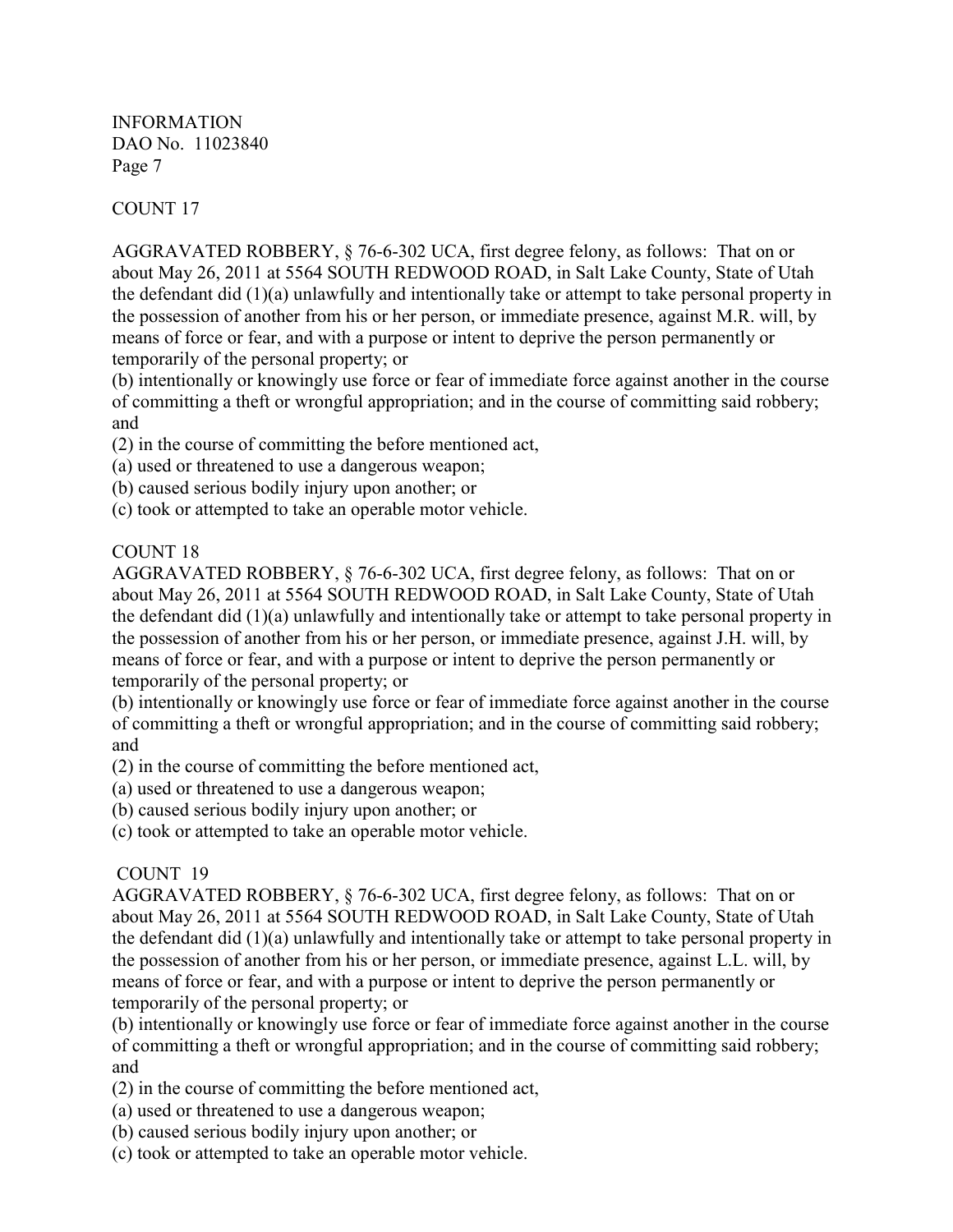COUNT 17

AGGRAVATED ROBBERY, § 76-6-302 UCA, first degree felony, as follows: That on or about May 26, 2011 at 5564 SOUTH REDWOOD ROAD, in Salt Lake County, State of Utah the defendant did (1)(a) unlawfully and intentionally take or attempt to take personal property in the possession of another from his or her person, or immediate presence, against M.R. will, by means of force or fear, and with a purpose or intent to deprive the person permanently or temporarily of the personal property; or

(b) intentionally or knowingly use force or fear of immediate force against another in the course of committing a theft or wrongful appropriation; and in the course of committing said robbery; and

(2) in the course of committing the before mentioned act,

(a) used or threatened to use a dangerous weapon;

(b) caused serious bodily injury upon another; or

(c) took or attempted to take an operable motor vehicle.

COUNT 18

AGGRAVATED ROBBERY, § 76-6-302 UCA, first degree felony, as follows: That on or about May 26, 2011 at 5564 SOUTH REDWOOD ROAD, in Salt Lake County, State of Utah the defendant did (1)(a) unlawfully and intentionally take or attempt to take personal property in the possession of another from his or her person, or immediate presence, against J.H. will, by means of force or fear, and with a purpose or intent to deprive the person permanently or temporarily of the personal property; or

(b) intentionally or knowingly use force or fear of immediate force against another in the course of committing a theft or wrongful appropriation; and in the course of committing said robbery; and

(2) in the course of committing the before mentioned act,

(a) used or threatened to use a dangerous weapon;

(b) caused serious bodily injury upon another; or

(c) took or attempted to take an operable motor vehicle.

COUNT 19

AGGRAVATED ROBBERY, § 76-6-302 UCA, first degree felony, as follows: That on or about May 26, 2011 at 5564 SOUTH REDWOOD ROAD, in Salt Lake County, State of Utah the defendant did (1)(a) unlawfully and intentionally take or attempt to take personal property in the possession of another from his or her person, or immediate presence, against L.L. will, by means of force or fear, and with a purpose or intent to deprive the person permanently or temporarily of the personal property; or

(b) intentionally or knowingly use force or fear of immediate force against another in the course of committing a theft or wrongful appropriation; and in the course of committing said robbery; and

(2) in the course of committing the before mentioned act,

(a) used or threatened to use a dangerous weapon;

(b) caused serious bodily injury upon another; or

(c) took or attempted to take an operable motor vehicle.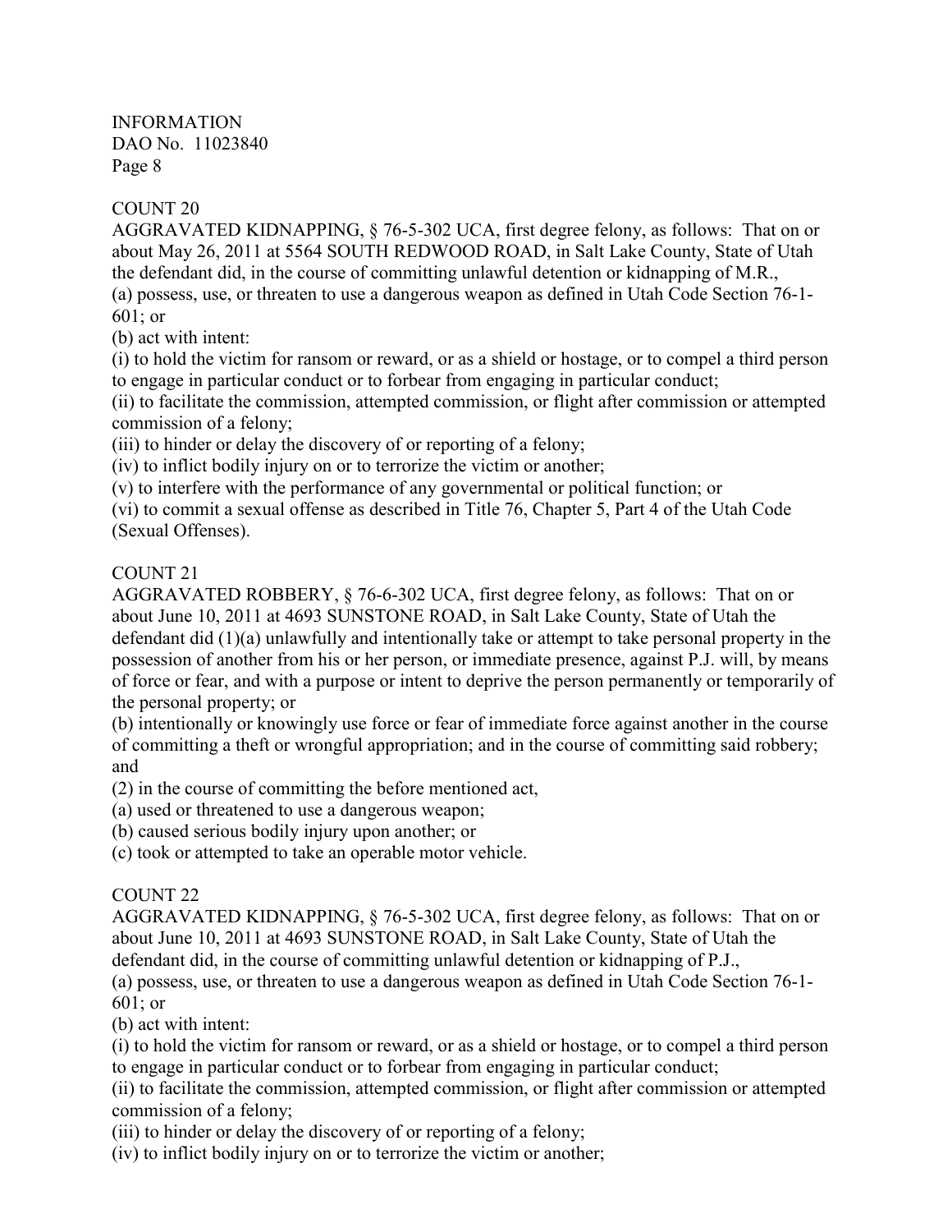COUNT 20

AGGRAVATED KIDNAPPING, § 76-5-302 UCA, first degree felony, as follows: That on or about May 26, 2011 at 5564 SOUTH REDWOOD ROAD, in Salt Lake County, State of Utah the defendant did, in the course of committing unlawful detention or kidnapping of M.R.,

(a) possess, use, or threaten to use a dangerous weapon as defined in Utah Code Section 76-1-601; or

(b) act with intent:

(i) to hold the victim for ransom or reward, or as a shield or hostage, or to compel a third person to engage in particular conduct or to forbear from engaging in particular conduct;

(ii) to facilitate the commission, attempted commission, or flight after commission or attempted commission of a felony;

(iii) to hinder or delay the discovery of or reporting of a felony;

(iv) to inflict bodily injury on or to terrorize the victim or another;

(v) to interfere with the performance of any governmental or political function; or

(vi) to commit a sexual offense as described in Title 76, Chapter 5, Part 4 of the Utah Code (Sexual Offenses).

COUNT 21

AGGRAVATED ROBBERY, § 76-6-302 UCA, first degree felony, as follows: That on or about June 10, 2011 at 4693 SUNSTONE ROAD, in Salt Lake County, State of Utah the defendant did (1)(a) unlawfully and intentionally take or attempt to take personal property in the possession of another from his or her person, or immediate presence, against P.J. will, by means of force or fear, and with a purpose or intent to deprive the person permanently or temporarily of the personal property; or

(b) intentionally or knowingly use force or fear of immediate force against another in the course of committing a theft or wrongful appropriation; and in the course of committing said robbery; and

(2) in the course of committing the before mentioned act,

(a) used or threatened to use a dangerous weapon;

(b) caused serious bodily injury upon another; or

(c) took or attempted to take an operable motor vehicle.

COUNT 22

AGGRAVATED KIDNAPPING, § 76-5-302 UCA, first degree felony, as follows: That on or about June 10, 2011 at 4693 SUNSTONE ROAD, in Salt Lake County, State of Utah the defendant did, in the course of committing unlawful detention or kidnapping of P.J.,

(a) possess, use, or threaten to use a dangerous weapon as defined in Utah Code Section 76-1-601; or

(b) act with intent:

(i) to hold the victim for ransom or reward, or as a shield or hostage, or to compel a third person to engage in particular conduct or to forbear from engaging in particular conduct;

(ii) to facilitate the commission, attempted commission, or flight after commission or attempted commission of a felony;

(iii) to hinder or delay the discovery of or reporting of a felony;

(iv) to inflict bodily injury on or to terrorize the victim or another;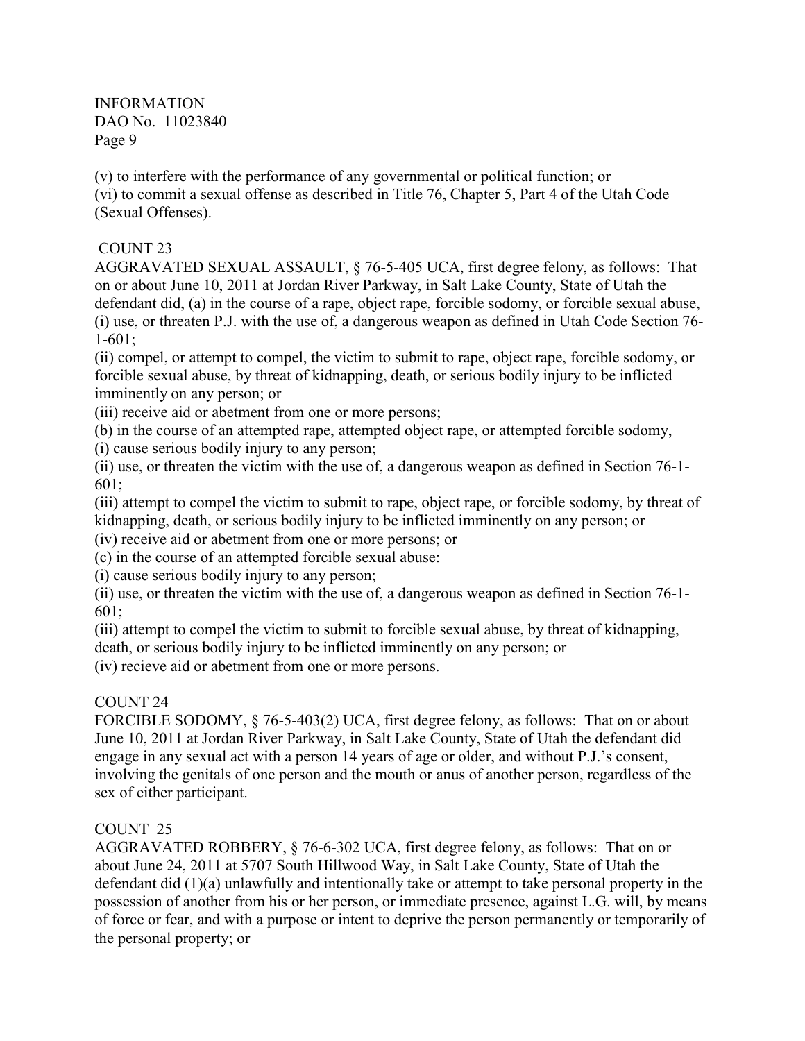(v) to interfere with the performance of any governmental or political function; or
(vi) to commit a sexual offense as described in Title 76, Chapter 5, Part 4 of the Utah Code (Sexual Offenses).

COUNT 23

AGGRAVATED SEXUAL ASSAULT, § 76-5-405 UCA, first degree felony, as follows: That on or about June 10, 2011 at Jordan River Parkway, in Salt Lake County, State of Utah the defendant did, (a) in the course of a rape, object rape, forcible sodomy, or forcible sexual abuse, (i) use, or threaten P.J. with the use of, a dangerous weapon as defined in Utah Code Section 76-1-601;
(ii) compel, or attempt to compel, the victim to submit to rape, object rape, forcible sodomy, or forcible sexual abuse, by threat of kidnapping, death, or serious bodily injury to be inflicted imminently on any person; or
(iii) receive aid or abetment from one or more persons;
(b) in the course of an attempted rape, attempted object rape, or attempted forcible sodomy,
(i) cause serious bodily injury to any person;
(ii) use, or threaten the victim with the use of, a dangerous weapon as defined in Section 76-1-601;
(iii) attempt to compel the victim to submit to rape, object rape, or forcible sodomy, by threat of kidnapping, death, or serious bodily injury to be inflicted imminently on any person; or
(iv) receive aid or abetment from one or more persons; or
(c) in the course of an attempted forcible sexual abuse:
(i) cause serious bodily injury to any person;
(ii) use, or threaten the victim with the use of, a dangerous weapon as defined in Section 76-1-601;
(iii) attempt to compel the victim to submit to forcible sexual abuse, by threat of kidnapping, death, or serious bodily injury to be inflicted imminently on any person; or
(iv) recieve aid or abetment from one or more persons.

COUNT 24

FORCIBLE SODOMY, § 76-5-403(2) UCA, first degree felony, as follows: That on or about June 10, 2011 at Jordan River Parkway, in Salt Lake County, State of Utah the defendant did engage in any sexual act with a person 14 years of age or older, and without P.J.'s consent, involving the genitals of one person and the mouth or anus of another person, regardless of the sex of either participant.

COUNT 25

AGGRAVATED ROBBERY, § 76-6-302 UCA, first degree felony, as follows: That on or about June 24, 2011 at 5707 South Hillwood Way, in Salt Lake County, State of Utah the defendant did (1)(a) unlawfully and intentionally take or attempt to take personal property in the possession of another from his or her person, or immediate presence, against L.G. will, by means of force or fear, and with a purpose or intent to deprive the person permanently or temporarily of the personal property; or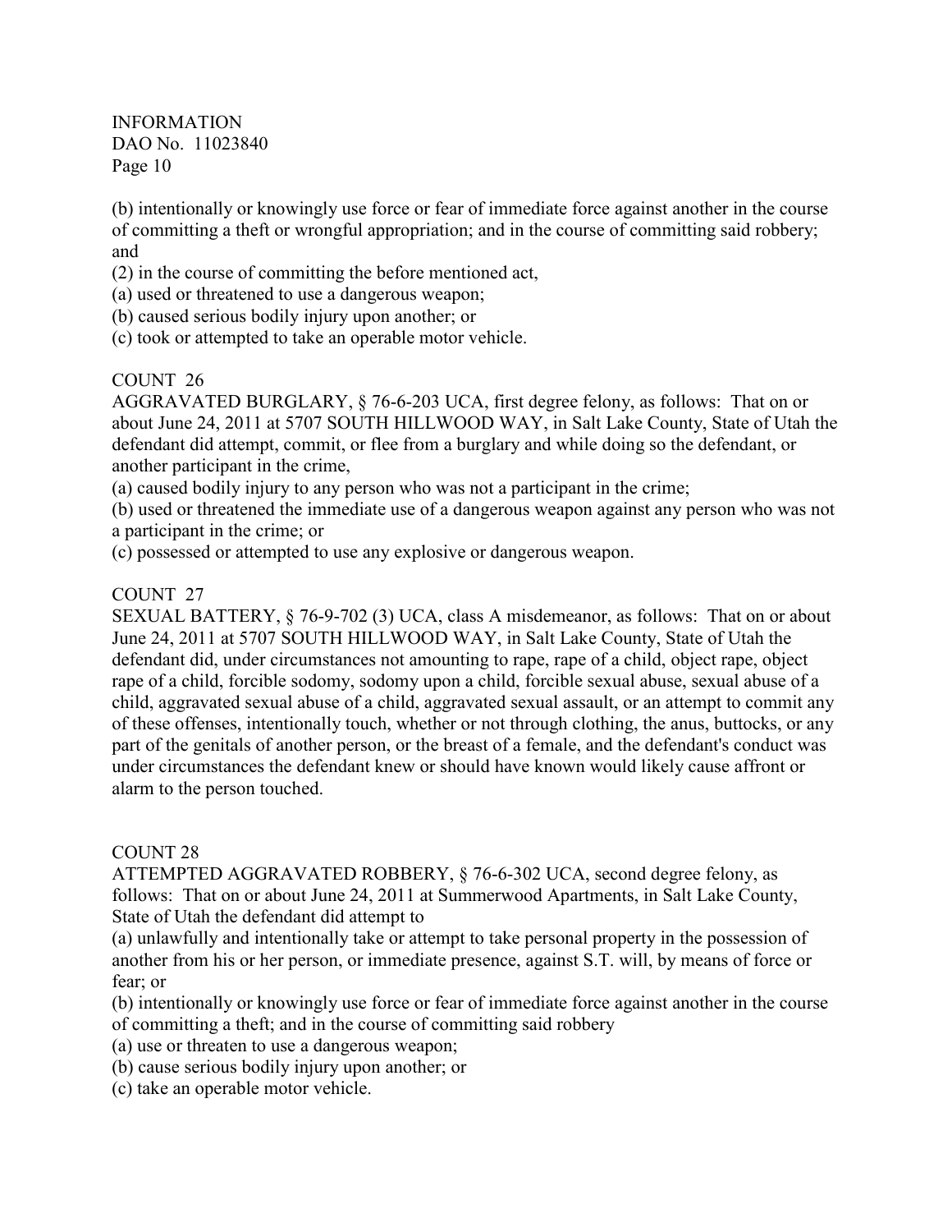(b) intentionally or knowingly use force or fear of immediate force against another in the course of committing a theft or wrongful appropriation; and in the course of committing said robbery; and

(2) in the course of committing the before mentioned act,

(a) used or threatened to use a dangerous weapon;

(b) caused serious bodily injury upon another; or

(c) took or attempted to take an operable motor vehicle.

COUNT 26

AGGRAVATED BURGLARY, § 76-6-203 UCA, first degree felony, as follows: That on or about June 24, 2011 at 5707 SOUTH HILLWOOD WAY, in Salt Lake County, State of Utah the defendant did attempt, commit, or flee from a burglary and while doing so the defendant, or another participant in the crime,

(a) caused bodily injury to any person who was not a participant in the crime;

(b) used or threatened the immediate use of a dangerous weapon against any person who was not a participant in the crime; or

(c) possessed or attempted to use any explosive or dangerous weapon.

COUNT 27

SEXUAL BATTERY, § 76-9-702 (3) UCA, class A misdemeanor, as follows: That on or about June 24, 2011 at 5707 SOUTH HILLWOOD WAY, in Salt Lake County, State of Utah the defendant did, under circumstances not amounting to rape, rape of a child, object rape, object rape of a child, forcible sodomy, sodomy upon a child, forcible sexual abuse, sexual abuse of a child, aggravated sexual abuse of a child, aggravated sexual assault, or an attempt to commit any of these offenses, intentionally touch, whether or not through clothing, the anus, buttocks, or any part of the genitals of another person, or the breast of a female, and the defendant's conduct was under circumstances the defendant knew or should have known would likely cause affront or alarm to the person touched.

COUNT 28

ATTEMPTED AGGRAVATED ROBBERY, § 76-6-302 UCA, second degree felony, as follows: That on or about June 24, 2011 at Summerwood Apartments, in Salt Lake County, State of Utah the defendant did attempt to

(a) unlawfully and intentionally take or attempt to take personal property in the possession of another from his or her person, or immediate presence, against S.T. will, by means of force or fear; or

(b) intentionally or knowingly use force or fear of immediate force against another in the course of committing a theft; and in the course of committing said robbery

(a) use or threaten to use a dangerous weapon;

(b) cause serious bodily injury upon another; or

(c) take an operable motor vehicle.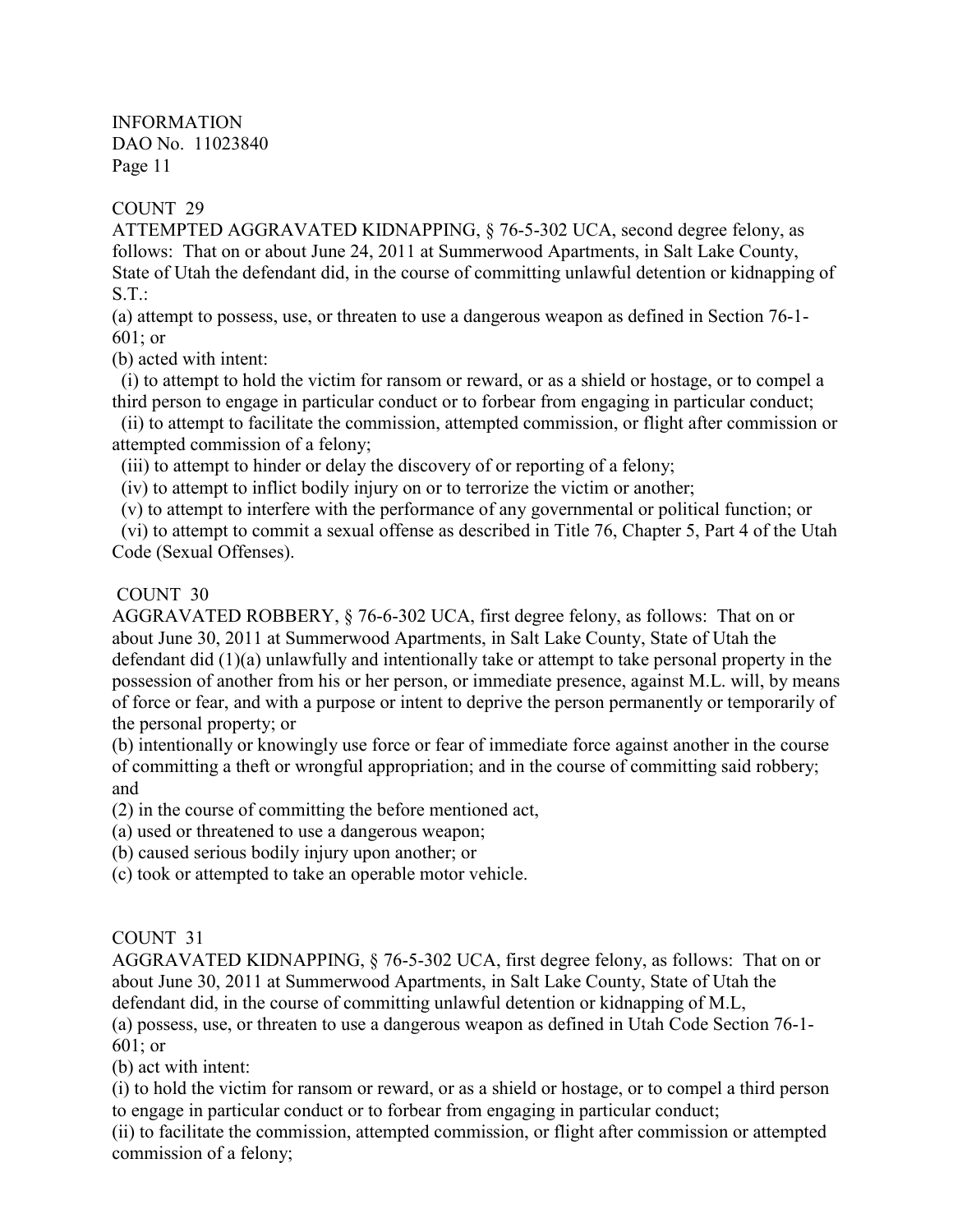INFORMATION
DAO No. 11023840
Page 11

COUNT 29
ATTEMPTED AGGRAVATED KIDNAPPING, § 76-5-302 UCA, second degree felony, as follows: That on or about June 24, 2011 at Summerwood Apartments, in Salt Lake County, State of Utah the defendant did, in the course of committing unlawful detention or kidnapping of S.T.:

(a) attempt to possess, use, or threaten to use a dangerous weapon as defined in Section 76-1-601; or

(b) acted with intent:

(i) to attempt to hold the victim for ransom or reward, or as a shield or hostage, or to compel a third person to engage in particular conduct or to forbear from engaging in particular conduct;

(ii) to attempt to facilitate the commission, attempted commission, or flight after commission or attempted commission of a felony;

(iii) to attempt to hinder or delay the discovery of or reporting of a felony;

(iv) to attempt to inflict bodily injury on or to terrorize the victim or another;

(v) to attempt to interfere with the performance of any governmental or political function; or

(vi) to attempt to commit a sexual offense as described in Title 76, Chapter 5, Part 4 of the Utah Code (Sexual Offenses).

COUNT 30
AGGRAVATED ROBBERY, § 76-6-302 UCA, first degree felony, as follows: That on or about June 30, 2011 at Summerwood Apartments, in Salt Lake County, State of Utah the defendant did (1)(a) unlawfully and intentionally take or attempt to take personal property in the possession of another from his or her person, or immediate presence, against M.L. will, by means of force or fear, and with a purpose or intent to deprive the person permanently or temporarily of the personal property; or

(b) intentionally or knowingly use force or fear of immediate force against another in the course of committing a theft or wrongful appropriation; and in the course of committing said robbery; and

(2) in the course of committing the before mentioned act,

(a) used or threatened to use a dangerous weapon;

(b) caused serious bodily injury upon another; or

(c) took or attempted to take an operable motor vehicle.

COUNT 31
AGGRAVATED KIDNAPPING, § 76-5-302 UCA, first degree felony, as follows: That on or about June 30, 2011 at Summerwood Apartments, in Salt Lake County, State of Utah the defendant did, in the course of committing unlawful detention or kidnapping of M.L,

(a) possess, use, or threaten to use a dangerous weapon as defined in Utah Code Section 76-1-601; or

(b) act with intent:

(i) to hold the victim for ransom or reward, or as a shield or hostage, or to compel a third person to engage in particular conduct or to forbear from engaging in particular conduct;

(ii) to facilitate the commission, attempted commission, or flight after commission or attempted commission of a felony;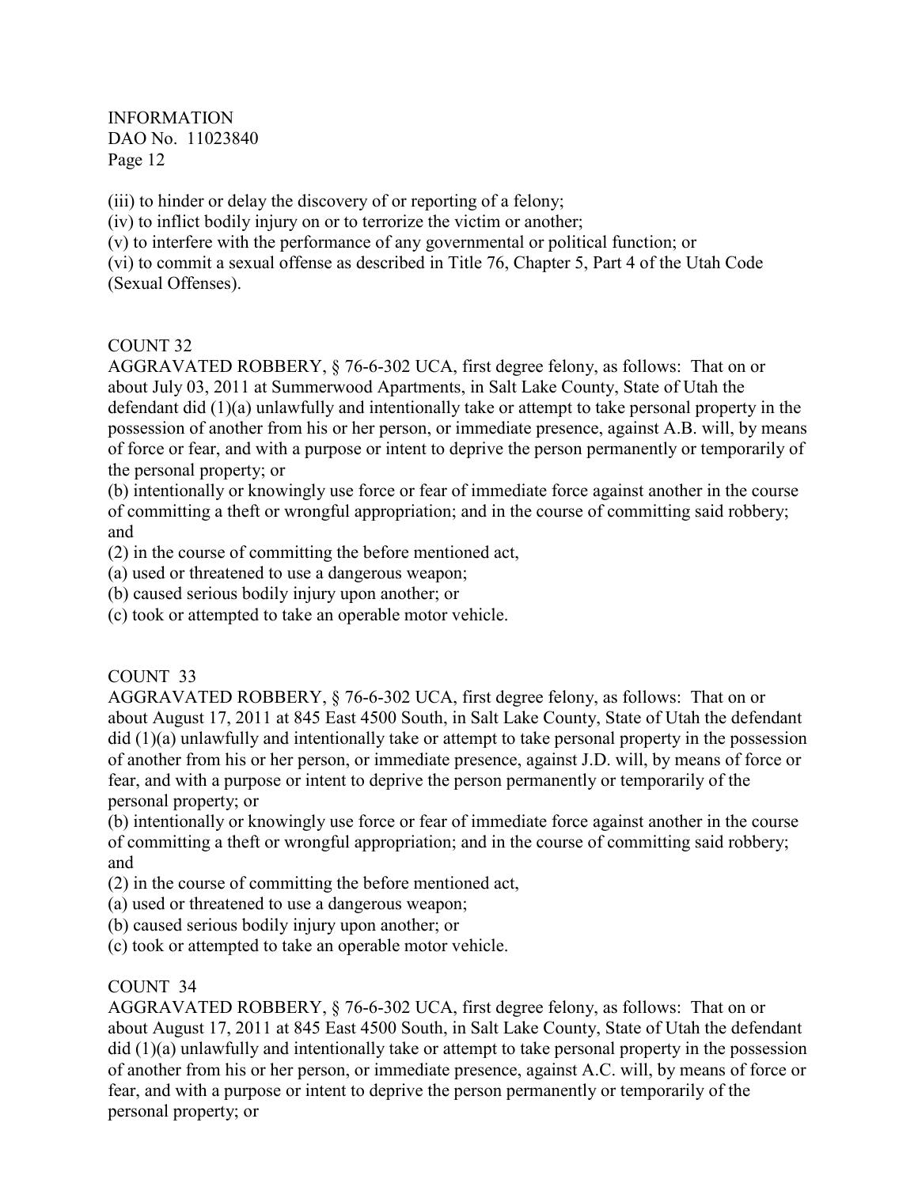(iii) to hinder or delay the discovery of or reporting of a felony;
(iv) to inflict bodily injury on or to terrorize the victim or another;
(v) to interfere with the performance of any governmental or political function; or
(vi) to commit a sexual offense as described in Title 76, Chapter 5, Part 4 of the Utah Code (Sexual Offenses).

COUNT 32
AGGRAVATED ROBBERY, § 76-6-302 UCA, first degree felony, as follows: That on or about July 03, 2011 at Summerwood Apartments, in Salt Lake County, State of Utah the defendant did (1)(a) unlawfully and intentionally take or attempt to take personal property in the possession of another from his or her person, or immediate presence, against A.B. will, by means of force or fear, and with a purpose or intent to deprive the person permanently or temporarily of the personal property; or
(b) intentionally or knowingly use force or fear of immediate force against another in the course of committing a theft or wrongful appropriation; and in the course of committing said robbery; and
(2) in the course of committing the before mentioned act,
(a) used or threatened to use a dangerous weapon;
(b) caused serious bodily injury upon another; or
(c) took or attempted to take an operable motor vehicle.

COUNT 33
AGGRAVATED ROBBERY, § 76-6-302 UCA, first degree felony, as follows: That on or about August 17, 2011 at 845 East 4500 South, in Salt Lake County, State of Utah the defendant did (1)(a) unlawfully and intentionally take or attempt to take personal property in the possession of another from his or her person, or immediate presence, against J.D. will, by means of force or fear, and with a purpose or intent to deprive the person permanently or temporarily of the personal property; or
(b) intentionally or knowingly use force or fear of immediate force against another in the course of committing a theft or wrongful appropriation; and in the course of committing said robbery; and
(2) in the course of committing the before mentioned act,
(a) used or threatened to use a dangerous weapon;
(b) caused serious bodily injury upon another; or
(c) took or attempted to take an operable motor vehicle.

COUNT 34
AGGRAVATED ROBBERY, § 76-6-302 UCA, first degree felony, as follows: That on or about August 17, 2011 at 845 East 4500 South, in Salt Lake County, State of Utah the defendant did (1)(a) unlawfully and intentionally take or attempt to take personal property in the possession of another from his or her person, or immediate presence, against A.C. will, by means of force or fear, and with a purpose or intent to deprive the person permanently or temporarily of the personal property; or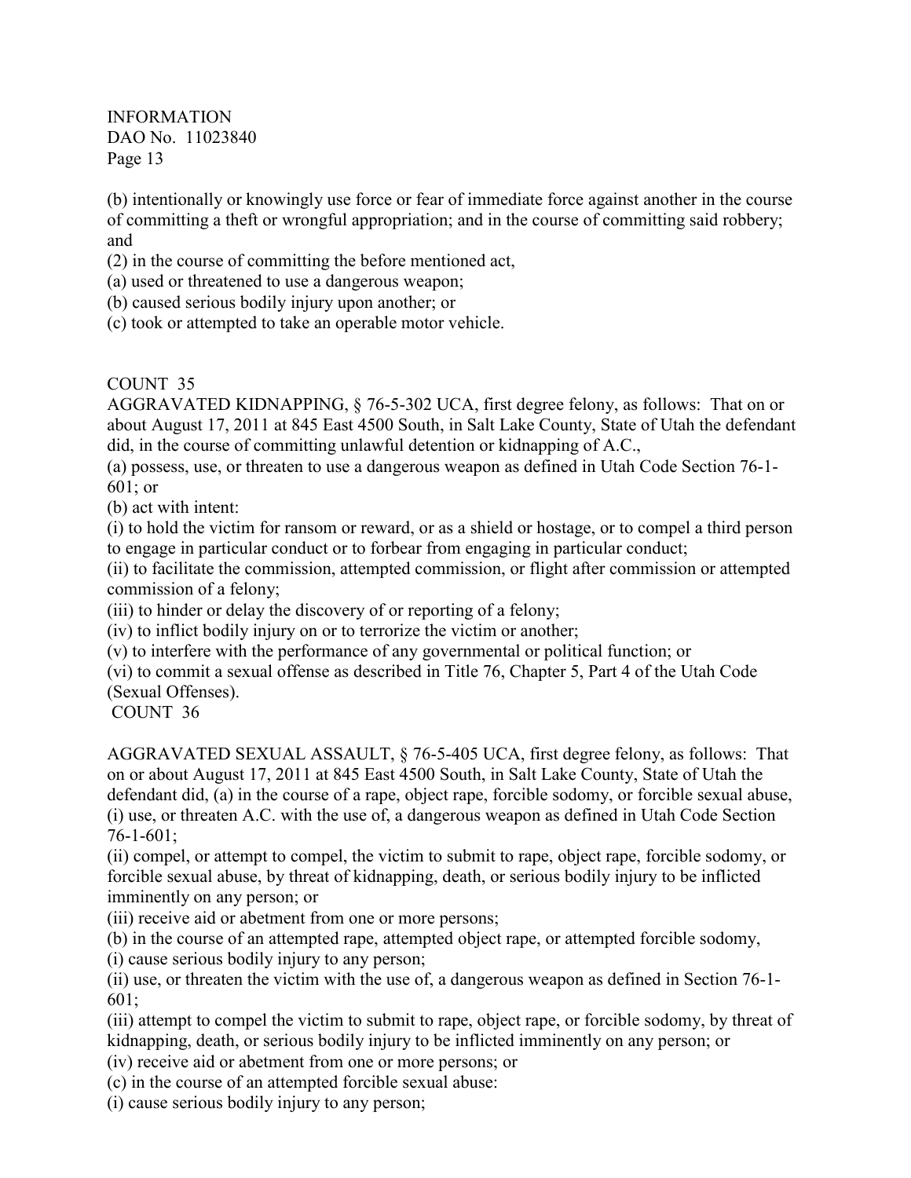(b) intentionally or knowingly use force or fear of immediate force against another in the course of committing a theft or wrongful appropriation; and in the course of committing said robbery; and

(2) in the course of committing the before mentioned act,

(a) used or threatened to use a dangerous weapon;

(b) caused serious bodily injury upon another; or

(c) took or attempted to take an operable motor vehicle.

COUNT 35

AGGRAVATED KIDNAPPING, § 76-5-302 UCA, first degree felony, as follows: That on or about August 17, 2011 at 845 East 4500 South, in Salt Lake County, State of Utah the defendant did, in the course of committing unlawful detention or kidnapping of A.C.,

(a) possess, use, or threaten to use a dangerous weapon as defined in Utah Code Section 76-1-601; or

(b) act with intent:

(i) to hold the victim for ransom or reward, or as a shield or hostage, or to compel a third person to engage in particular conduct or to forbear from engaging in particular conduct;

(ii) to facilitate the commission, attempted commission, or flight after commission or attempted commission of a felony;

(iii) to hinder or delay the discovery of or reporting of a felony;

(iv) to inflict bodily injury on or to terrorize the victim or another;

(v) to interfere with the performance of any governmental or political function; or

(vi) to commit a sexual offense as described in Title 76, Chapter 5, Part 4 of the Utah Code (Sexual Offenses).

COUNT 36

AGGRAVATED SEXUAL ASSAULT, § 76-5-405 UCA, first degree felony, as follows: That on or about August 17, 2011 at 845 East 4500 South, in Salt Lake County, State of Utah the defendant did, (a) in the course of a rape, object rape, forcible sodomy, or forcible sexual abuse, (i) use, or threaten A.C. with the use of, a dangerous weapon as defined in Utah Code Section 76-1-601;

(ii) compel, or attempt to compel, the victim to submit to rape, object rape, forcible sodomy, or forcible sexual abuse, by threat of kidnapping, death, or serious bodily injury to be inflicted imminently on any person; or

(iii) receive aid or abetment from one or more persons;

(b) in the course of an attempted rape, attempted object rape, or attempted forcible sodomy,

(i) cause serious bodily injury to any person;

(ii) use, or threaten the victim with the use of, a dangerous weapon as defined in Section 76-1-601;

(iii) attempt to compel the victim to submit to rape, object rape, or forcible sodomy, by threat of kidnapping, death, or serious bodily injury to be inflicted imminently on any person; or

(iv) receive aid or abetment from one or more persons; or

(c) in the course of an attempted forcible sexual abuse:

(i) cause serious bodily injury to any person;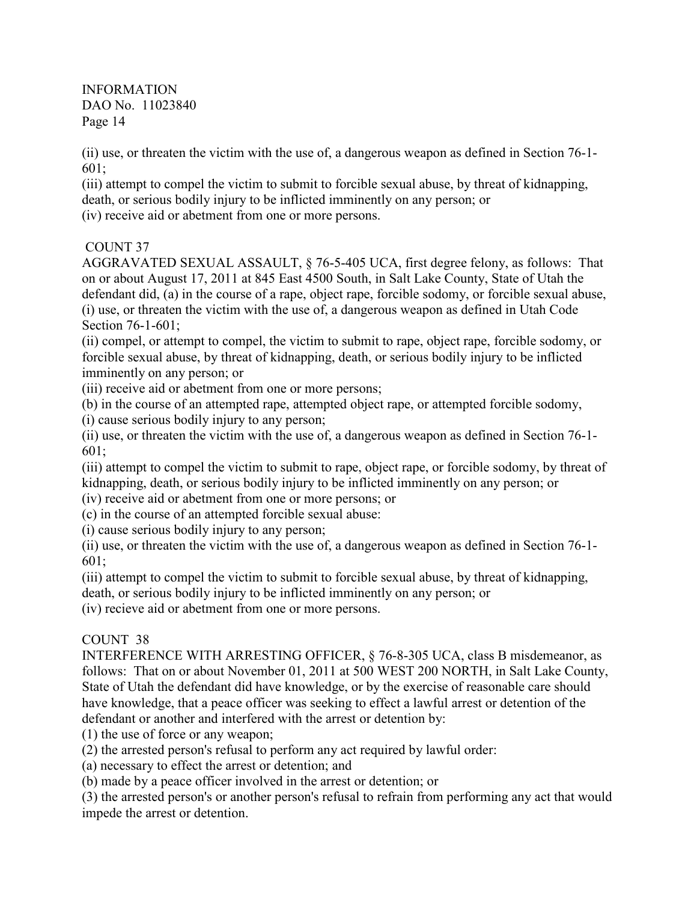(ii) use, or threaten the victim with the use of, a dangerous weapon as defined in Section 76-1-601;
(iii) attempt to compel the victim to submit to forcible sexual abuse, by threat of kidnapping, death, or serious bodily injury to be inflicted imminently on any person; or
(iv) receive aid or abetment from one or more persons.

COUNT 37
AGGRAVATED SEXUAL ASSAULT, § 76-5-405 UCA, first degree felony, as follows: That on or about August 17, 2011 at 845 East 4500 South, in Salt Lake County, State of Utah the defendant did, (a) in the course of a rape, object rape, forcible sodomy, or forcible sexual abuse,
(i) use, or threaten the victim with the use of, a dangerous weapon as defined in Utah Code Section 76-1-601;
(ii) compel, or attempt to compel, the victim to submit to rape, object rape, forcible sodomy, or forcible sexual abuse, by threat of kidnapping, death, or serious bodily injury to be inflicted imminently on any person; or
(iii) receive aid or abetment from one or more persons;
(b) in the course of an attempted rape, attempted object rape, or attempted forcible sodomy,
(i) cause serious bodily injury to any person;
(ii) use, or threaten the victim with the use of, a dangerous weapon as defined in Section 76-1-601;
(iii) attempt to compel the victim to submit to rape, object rape, or forcible sodomy, by threat of kidnapping, death, or serious bodily injury to be inflicted imminently on any person; or
(iv) receive aid or abetment from one or more persons; or
(c) in the course of an attempted forcible sexual abuse:
(i) cause serious bodily injury to any person;
(ii) use, or threaten the victim with the use of, a dangerous weapon as defined in Section 76-1-601;
(iii) attempt to compel the victim to submit to forcible sexual abuse, by threat of kidnapping, death, or serious bodily injury to be inflicted imminently on any person; or
(iv) recieve aid or abetment from one or more persons.

COUNT 38
INTERFERENCE WITH ARRESTING OFFICER, § 76-8-305 UCA, class B misdemeanor, as follows: That on or about November 01, 2011 at 500 WEST 200 NORTH, in Salt Lake County, State of Utah the defendant did have knowledge, or by the exercise of reasonable care should have knowledge, that a peace officer was seeking to effect a lawful arrest or detention of the defendant or another and interfered with the arrest or detention by:
(1) the use of force or any weapon;
(2) the arrested person's refusal to perform any act required by lawful order:
(a) necessary to effect the arrest or detention; and
(b) made by a peace officer involved in the arrest or detention; or
(3) the arrested person's or another person's refusal to refrain from performing any act that would impede the arrest or detention.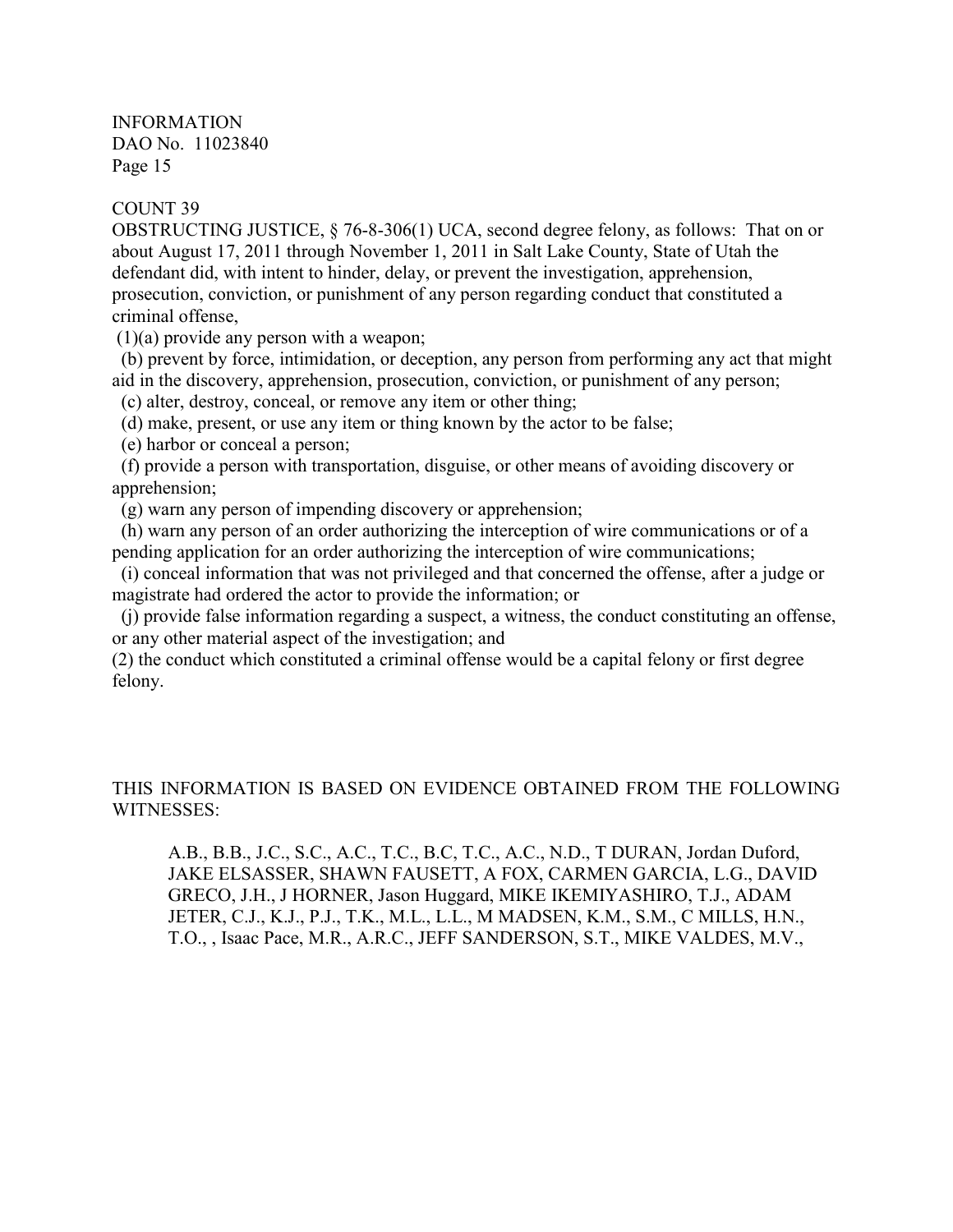INFORMATION
DAO No. 11023840

COUNT 39

OBSTRUCTING JUSTICE, § 76-8-306(1) UCA, second degree felony, as follows: That on or about August 17, 2011 through November 1, 2011 in Salt Lake County, State of Utah the defendant did, with intent to hinder, delay, or prevent the investigation, apprehension, prosecution, conviction, or punishment of any person regarding conduct that constituted a criminal offense,

(1)(a) provide any person with a weapon;

(b) prevent by force, intimidation, or deception, any person from performing any act that might aid in the discovery, apprehension, prosecution, conviction, or punishment of any person;

(c) alter, destroy, conceal, or remove any item or other thing;

(d) make, present, or use any item or thing known by the actor to be false;

(e) harbor or conceal a person;

(f) provide a person with transportation, disguise, or other means of avoiding discovery or apprehension;

(g) warn any person of impending discovery or apprehension;

(h) warn any person of an order authorizing the interception of wire communications or of a pending application for an order authorizing the interception of wire communications;

(i) conceal information that was not privileged and that concerned the offense, after a judge or magistrate had ordered the actor to provide the information; or

(j) provide false information regarding a suspect, a witness, the conduct constituting an offense, or any other material aspect of the investigation; and

(2) the conduct which constituted a criminal offense would be a capital felony or first degree felony.

THIS INFORMATION IS BASED ON EVIDENCE OBTAINED FROM THE FOLLOWING WITNESSES:

A.B., B.B., J.C., S.C., A.C., T.C., B.C, T.C., A.C., N.D., T DURAN, Jordan Duford, JAKE ELSASSER, SHAWN FAUSETT, A FOX, CARMEN GARCIA, L.G., DAVID GRECO, J.H., J HORNER, Jason Huggard, MIKE IKEMIYASHIRO, T.J., ADAM JETER, C.J., K.J., P.J., T.K., M.L., L.L., M MADSEN, K.M., S.M., C MILLS, H.N., T.O., , Isaac Pace, M.R., A.R.C., JEFF SANDERSON, S.T., MIKE VALDES, M.V.,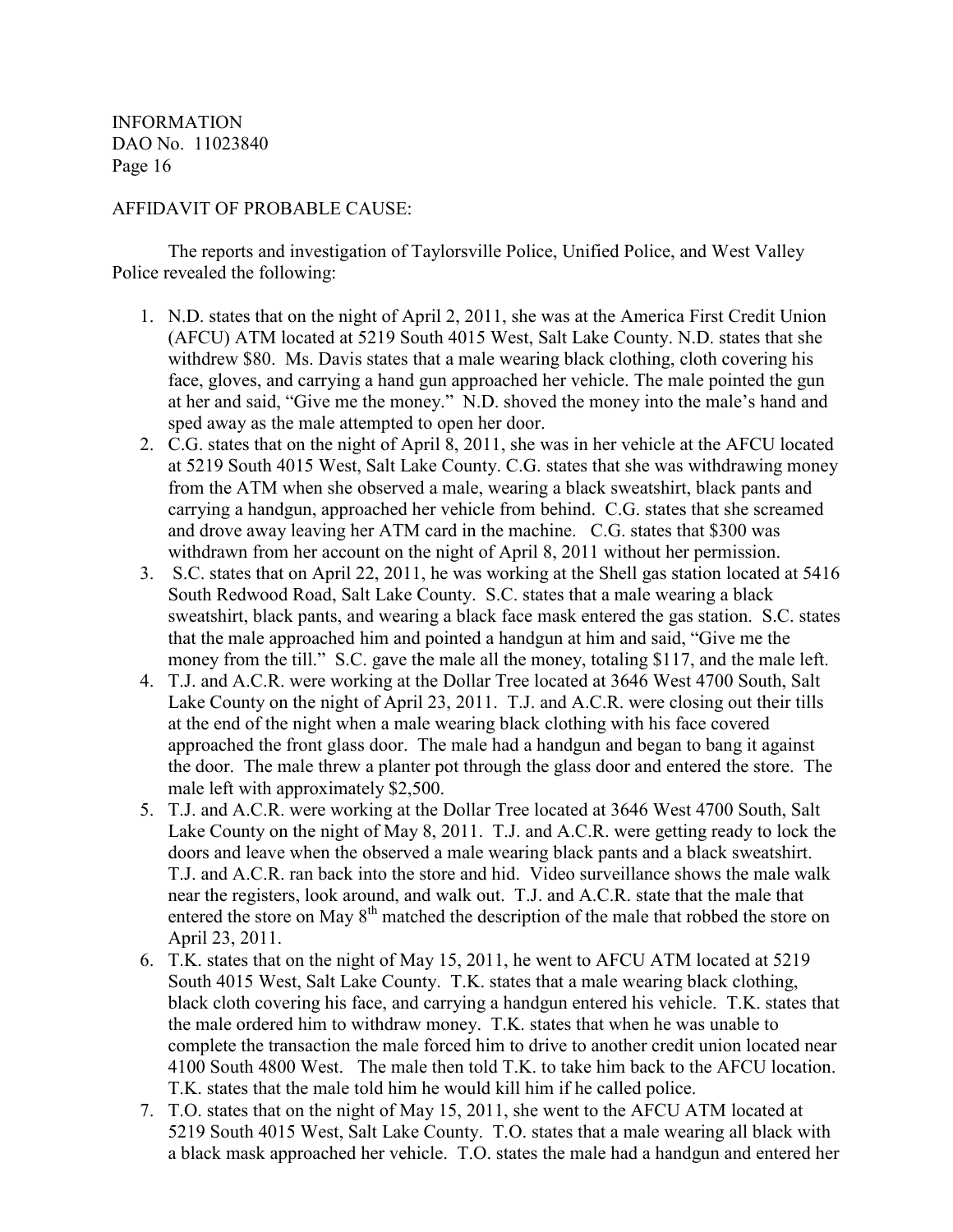INFORMATION
DAO No. 11023840

AFFIDAVIT OF PROBABLE CAUSE:

The reports and investigation of Taylorsville Police, Unified Police, and West Valley Police revealed the following:

1. N.D. states that on the night of April 2, 2011, she was at the America First Credit Union (AFCU) ATM located at 5219 South 4015 West, Salt Lake County. N.D. states that she withdrew $80. Ms. Davis states that a male wearing black clothing, cloth covering his face, gloves, and carrying a hand gun approached her vehicle. The male pointed the gun at her and said, "Give me the money." N.D. shoved the money into the male's hand and sped away as the male attempted to open her door.
2. C.G. states that on the night of April 8, 2011, she was in her vehicle at the AFCU located at 5219 South 4015 West, Salt Lake County. C.G. states that she was withdrawing money from the ATM when she observed a male, wearing a black sweatshirt, black pants and carrying a handgun, approached her vehicle from behind. C.G. states that she screamed and drove away leaving her ATM card in the machine. C.G. states that $300 was withdrawn from her account on the night of April 8, 2011 without her permission.
3. S.C. states that on April 22, 2011, he was working at the Shell gas station located at 5416 South Redwood Road, Salt Lake County. S.C. states that a male wearing a black sweatshirt, black pants, and wearing a black face mask entered the gas station. S.C. states that the male approached him and pointed a handgun at him and said, "Give me the money from the till." S.C. gave the male all the money, totaling $117, and the male left.
4. T.J. and A.C.R. were working at the Dollar Tree located at 3646 West 4700 South, Salt Lake County on the night of April 23, 2011. T.J. and A.C.R. were closing out their tills at the end of the night when a male wearing black clothing with his face covered approached the front glass door. The male had a handgun and began to bang it against the door. The male threw a planter pot through the glass door and entered the store. The male left with approximately $2,500.
5. T.J. and A.C.R. were working at the Dollar Tree located at 3646 West 4700 South, Salt Lake County on the night of May 8, 2011. T.J. and A.C.R. were getting ready to lock the doors and leave when the observed a male wearing black pants and a black sweatshirt. T.J. and A.C.R. ran back into the store and hid. Video surveillance shows the male walk near the registers, look around, and walk out. T.J. and A.C.R. state that the male that entered the store on May 8th matched the description of the male that robbed the store on April 23, 2011.
6. T.K. states that on the night of May 15, 2011, he went to AFCU ATM located at 5219 South 4015 West, Salt Lake County. T.K. states that a male wearing black clothing, black cloth covering his face, and carrying a handgun entered his vehicle. T.K. states that the male ordered him to withdraw money. T.K. states that when he was unable to complete the transaction the male forced him to drive to another credit union located near 4100 South 4800 West. The male then told T.K. to take him back to the AFCU location. T.K. states that the male told him he would kill him if he called police.
7. T.O. states that on the night of May 15, 2011, she went to the AFCU ATM located at 5219 South 4015 West, Salt Lake County. T.O. states that a male wearing all black with a black mask approached her vehicle. T.O. states the male had a handgun and entered her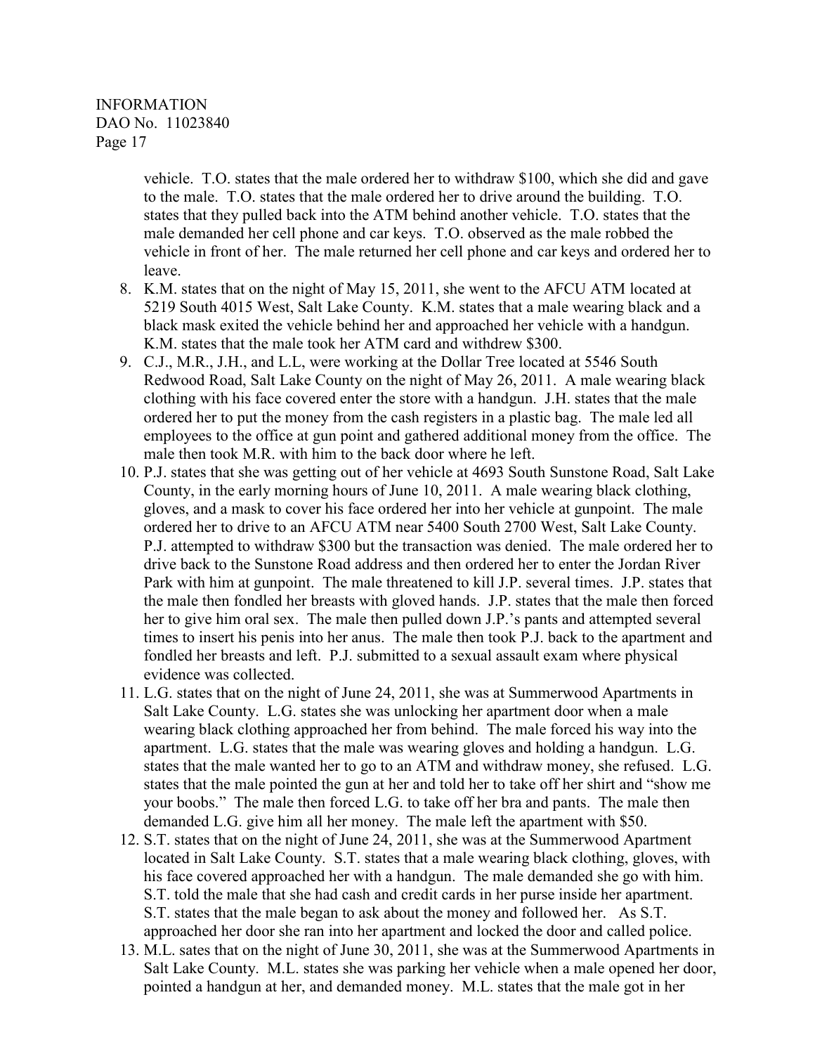vehicle. T.O. states that the male ordered her to withdraw $100, which she did and gave to the male. T.O. states that the male ordered her to drive around the building. T.O. states that they pulled back into the ATM behind another vehicle. T.O. states that the male demanded her cell phone and car keys. T.O. observed as the male robbed the vehicle in front of her. The male returned her cell phone and car keys and ordered her to leave.

8. K.M. states that on the night of May 15, 2011, she went to the AFCU ATM located at 5219 South 4015 West, Salt Lake County. K.M. states that a male wearing black and a black mask exited the vehicle behind her and approached her vehicle with a handgun. K.M. states that the male took her ATM card and withdrew $300.
9. C.J., M.R., J.H., and L.L, were working at the Dollar Tree located at 5546 South Redwood Road, Salt Lake County on the night of May 26, 2011. A male wearing black clothing with his face covered enter the store with a handgun. J.H. states that the male ordered her to put the money from the cash registers in a plastic bag. The male led all employees to the office at gun point and gathered additional money from the office. The male then took M.R. with him to the back door where he left.
10. P.J. states that she was getting out of her vehicle at 4693 South Sunstone Road, Salt Lake County, in the early morning hours of June 10, 2011. A male wearing black clothing, gloves, and a mask to cover his face ordered her into her vehicle at gunpoint. The male ordered her to drive to an AFCU ATM near 5400 South 2700 West, Salt Lake County. P.J. attempted to withdraw $300 but the transaction was denied. The male ordered her to drive back to the Sunstone Road address and then ordered her to enter the Jordan River Park with him at gunpoint. The male threatened to kill J.P. several times. J.P. states that the male then fondled her breasts with gloved hands. J.P. states that the male then forced her to give him oral sex. The male then pulled down J.P.'s pants and attempted several times to insert his penis into her anus. The male then took P.J. back to the apartment and fondled her breasts and left. P.J. submitted to a sexual assault exam where physical evidence was collected.
11. L.G. states that on the night of June 24, 2011, she was at Summerwood Apartments in Salt Lake County. L.G. states she was unlocking her apartment door when a male wearing black clothing approached her from behind. The male forced his way into the apartment. L.G. states that the male was wearing gloves and holding a handgun. L.G. states that the male wanted her to go to an ATM and withdraw money, she refused. L.G. states that the male pointed the gun at her and told her to take off her shirt and "show me your boobs." The male then forced L.G. to take off her bra and pants. The male then demanded L.G. give him all her money. The male left the apartment with $50.
12. S.T. states that on the night of June 24, 2011, she was at the Summerwood Apartment located in Salt Lake County. S.T. states that a male wearing black clothing, gloves, with his face covered approached her with a handgun. The male demanded she go with him. S.T. told the male that she had cash and credit cards in her purse inside her apartment. S.T. states that the male began to ask about the money and followed her. As S.T. approached her door she ran into her apartment and locked the door and called police.
13. M.L. sates that on the night of June 30, 2011, she was at the Summerwood Apartments in Salt Lake County. M.L. states she was parking her vehicle when a male opened her door, pointed a handgun at her, and demanded money. M.L. states that the male got in her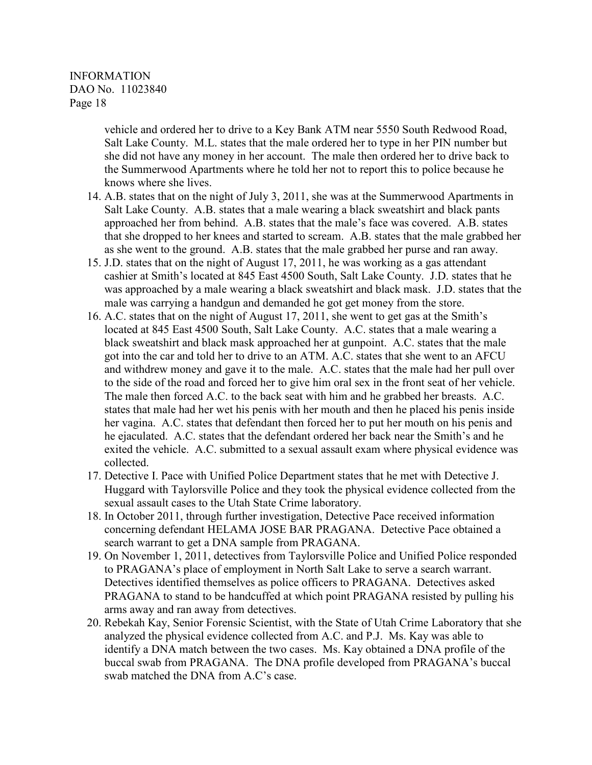vehicle and ordered her to drive to a Key Bank ATM near 5550 South Redwood Road, Salt Lake County. M.L. states that the male ordered her to type in her PIN number but she did not have any money in her account. The male then ordered her to drive back to the Summerwood Apartments where he told her not to report this to police because he knows where she lives.

14. A.B. states that on the night of July 3, 2011, she was at the Summerwood Apartments in Salt Lake County. A.B. states that a male wearing a black sweatshirt and black pants approached her from behind. A.B. states that the male's face was covered. A.B. states that she dropped to her knees and started to scream. A.B. states that the male grabbed her as she went to the ground. A.B. states that the male grabbed her purse and ran away.
15. J.D. states that on the night of August 17, 2011, he was working as a gas attendant cashier at Smith's located at 845 East 4500 South, Salt Lake County. J.D. states that he was approached by a male wearing a black sweatshirt and black mask. J.D. states that the male was carrying a handgun and demanded he got get money from the store.
16. A.C. states that on the night of August 17, 2011, she went to get gas at the Smith's located at 845 East 4500 South, Salt Lake County. A.C. states that a male wearing a black sweatshirt and black mask approached her at gunpoint. A.C. states that the male got into the car and told her to drive to an ATM. A.C. states that she went to an AFCU and withdrew money and gave it to the male. A.C. states that the male had her pull over to the side of the road and forced her to give him oral sex in the front seat of her vehicle. The male then forced A.C. to the back seat with him and he grabbed her breasts. A.C. states that male had her wet his penis with her mouth and then he placed his penis inside her vagina. A.C. states that defendant then forced her to put her mouth on his penis and he ejaculated. A.C. states that the defendant ordered her back near the Smith's and he exited the vehicle. A.C. submitted to a sexual assault exam where physical evidence was collected.
17. Detective I. Pace with Unified Police Department states that he met with Detective J. Huggard with Taylorsville Police and they took the physical evidence collected from the sexual assault cases to the Utah State Crime laboratory.
18. In October 2011, through further investigation, Detective Pace received information concerning defendant HELAMA JOSE BAR PRAGANA. Detective Pace obtained a search warrant to get a DNA sample from PRAGANA.
19. On November 1, 2011, detectives from Taylorsville Police and Unified Police responded to PRAGANA's place of employment in North Salt Lake to serve a search warrant. Detectives identified themselves as police officers to PRAGANA. Detectives asked PRAGANA to stand to be handcuffed at which point PRAGANA resisted by pulling his arms away and ran away from detectives.
20. Rebekah Kay, Senior Forensic Scientist, with the State of Utah Crime Laboratory that she analyzed the physical evidence collected from A.C. and P.J. Ms. Kay was able to identify a DNA match between the two cases. Ms. Kay obtained a DNA profile of the buccal swab from PRAGANA. The DNA profile developed from PRAGANA's buccal swab matched the DNA from A.C's case.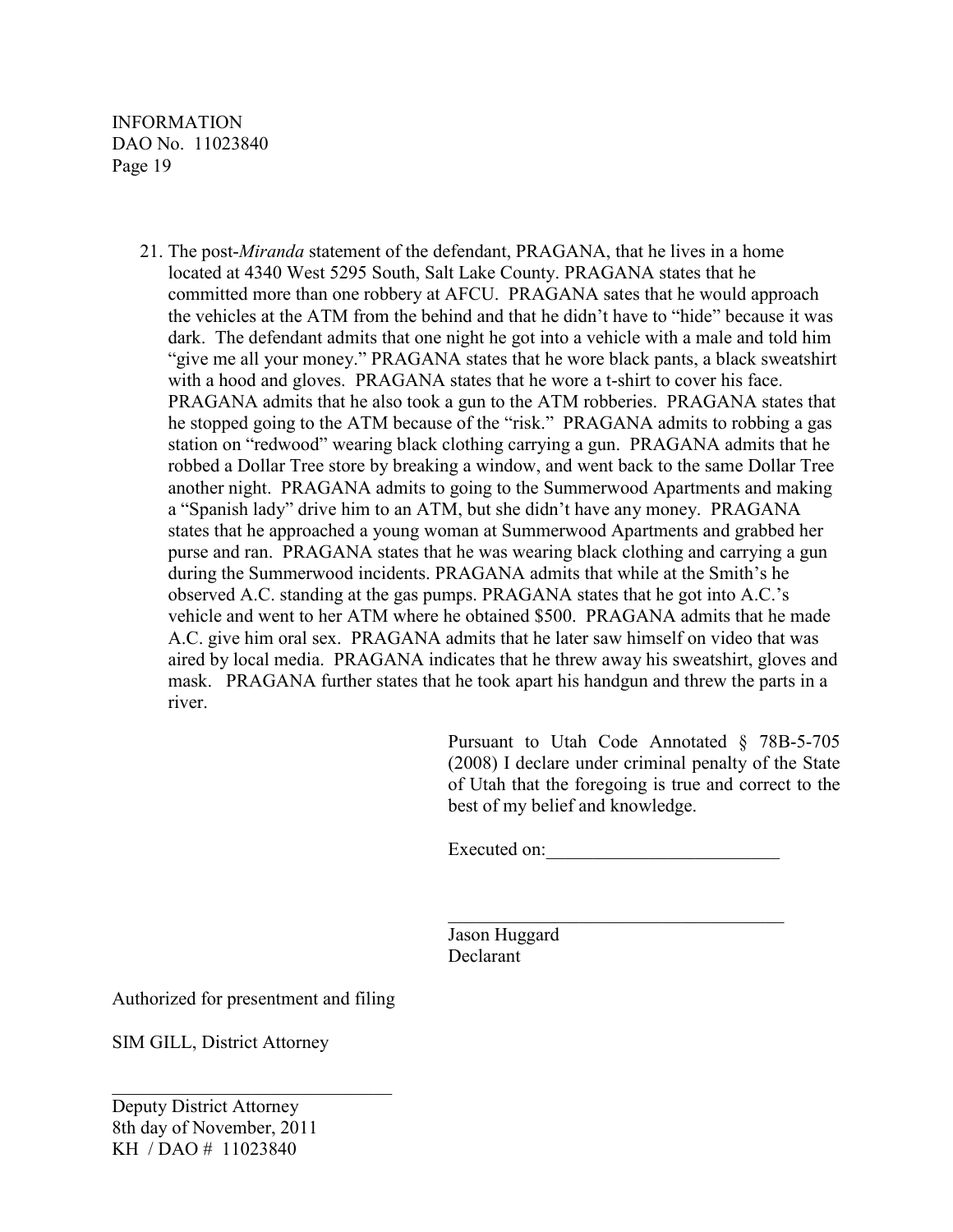21. The post-*Miranda* statement of the defendant, PRAGANA, that he lives in a home located at 4340 West 5295 South, Salt Lake County. PRAGANA states that he committed more than one robbery at AFCU. PRAGANA sates that he would approach the vehicles at the ATM from the behind and that he didn't have to "hide" because it was dark. The defendant admits that one night he got into a vehicle with a male and told him "give me all your money." PRAGANA states that he wore black pants, a black sweatshirt with a hood and gloves. PRAGANA states that he wore a t-shirt to cover his face. PRAGANA admits that he also took a gun to the ATM robberies. PRAGANA states that he stopped going to the ATM because of the "risk." PRAGANA admits to robbing a gas station on "redwood" wearing black clothing carrying a gun. PRAGANA admits that he robbed a Dollar Tree store by breaking a window, and went back to the same Dollar Tree another night. PRAGANA admits to going to the Summerwood Apartments and making a "Spanish lady" drive him to an ATM, but she didn't have any money. PRAGANA states that he approached a young woman at Summerwood Apartments and grabbed her purse and ran. PRAGANA states that he was wearing black clothing and carrying a gun during the Summerwood incidents. PRAGANA admits that while at the Smith's he observed A.C. standing at the gas pumps. PRAGANA states that he got into A.C.'s vehicle and went to her ATM where he obtained $500. PRAGANA admits that he made A.C. give him oral sex. PRAGANA admits that he later saw himself on video that was aired by local media. PRAGANA indicates that he threw away his sweatshirt, gloves and mask. PRAGANA further states that he took apart his handgun and threw the parts in a river.

Pursuant to Utah Code Annotated § 78B-5-705 (2008) I declare under criminal penalty of the State of Utah that the foregoing is true and correct to the best of my belief and knowledge.

Executed on:_________________________

_____________________________________
Jason Huggard
Declarant

Authorized for presentment and filing

SIM GILL, District Attorney

_________________________________
Deputy District Attorney
8th day of November, 2011
KH / DAO # 11023840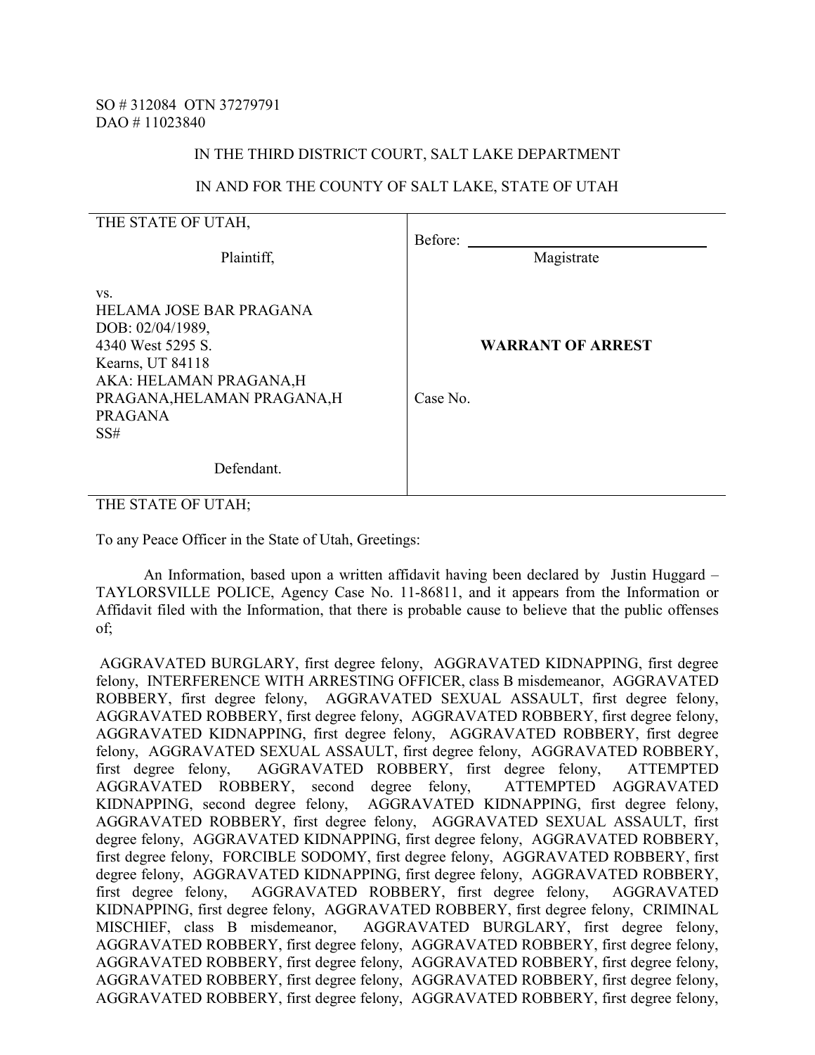SO # 312084 OTN 37279791
DAO # 11023840

IN THE THIRD DISTRICT COURT, SALT LAKE DEPARTMENT

IN AND FOR THE COUNTY OF SALT LAKE, STATE OF UTAH

| THE STATE OF UTAH,<br><br>Plaintiff,<br><br>vs.<br>HELAMA JOSE BAR PRAGANA<br>DOB: 02/04/1989,<br>4340 West 5295 S.<br>Kearns, UT 84118<br>AKA: HELAMAN PRAGANA,H PRAGANA,HELAMAN PRAGANA,H PRAGANA<br>SS#<br><br>Defendant. | Before: ______________________<br>Magistrate<br><br>**WARRANT OF ARREST**<br><br>Case No. |
|---|---|

THE STATE OF UTAH;

To any Peace Officer in the State of Utah, Greetings:

An Information, based upon a written affidavit having been declared by Justin Huggard – TAYLORSVILLE POLICE, Agency Case No. 11-86811, and it appears from the Information or Affidavit filed with the Information, that there is probable cause to believe that the public offenses of;

AGGRAVATED BURGLARY, first degree felony, AGGRAVATED KIDNAPPING, first degree felony, INTERFERENCE WITH ARRESTING OFFICER, class B misdemeanor, AGGRAVATED ROBBERY, first degree felony, AGGRAVATED SEXUAL ASSAULT, first degree felony, AGGRAVATED ROBBERY, first degree felony, AGGRAVATED ROBBERY, first degree felony, AGGRAVATED KIDNAPPING, first degree felony, AGGRAVATED ROBBERY, first degree felony, AGGRAVATED SEXUAL ASSAULT, first degree felony, AGGRAVATED ROBBERY, first degree felony, AGGRAVATED ROBBERY, first degree felony, ATTEMPTED AGGRAVATED ROBBERY, second degree felony, ATTEMPTED AGGRAVATED KIDNAPPING, second degree felony, AGGRAVATED KIDNAPPING, first degree felony, AGGRAVATED ROBBERY, first degree felony, AGGRAVATED SEXUAL ASSAULT, first degree felony, AGGRAVATED KIDNAPPING, first degree felony, AGGRAVATED ROBBERY, first degree felony, FORCIBLE SODOMY, first degree felony, AGGRAVATED ROBBERY, first degree felony, AGGRAVATED KIDNAPPING, first degree felony, AGGRAVATED ROBBERY, first degree felony, AGGRAVATED ROBBERY, first degree felony, AGGRAVATED KIDNAPPING, first degree felony, AGGRAVATED ROBBERY, first degree felony, CRIMINAL MISCHIEF, class B misdemeanor, AGGRAVATED BURGLARY, first degree felony, AGGRAVATED ROBBERY, first degree felony, AGGRAVATED ROBBERY, first degree felony, AGGRAVATED ROBBERY, first degree felony, AGGRAVATED ROBBERY, first degree felony, AGGRAVATED ROBBERY, first degree felony, AGGRAVATED ROBBERY, first degree felony, AGGRAVATED ROBBERY, first degree felony, AGGRAVATED ROBBERY, first degree felony,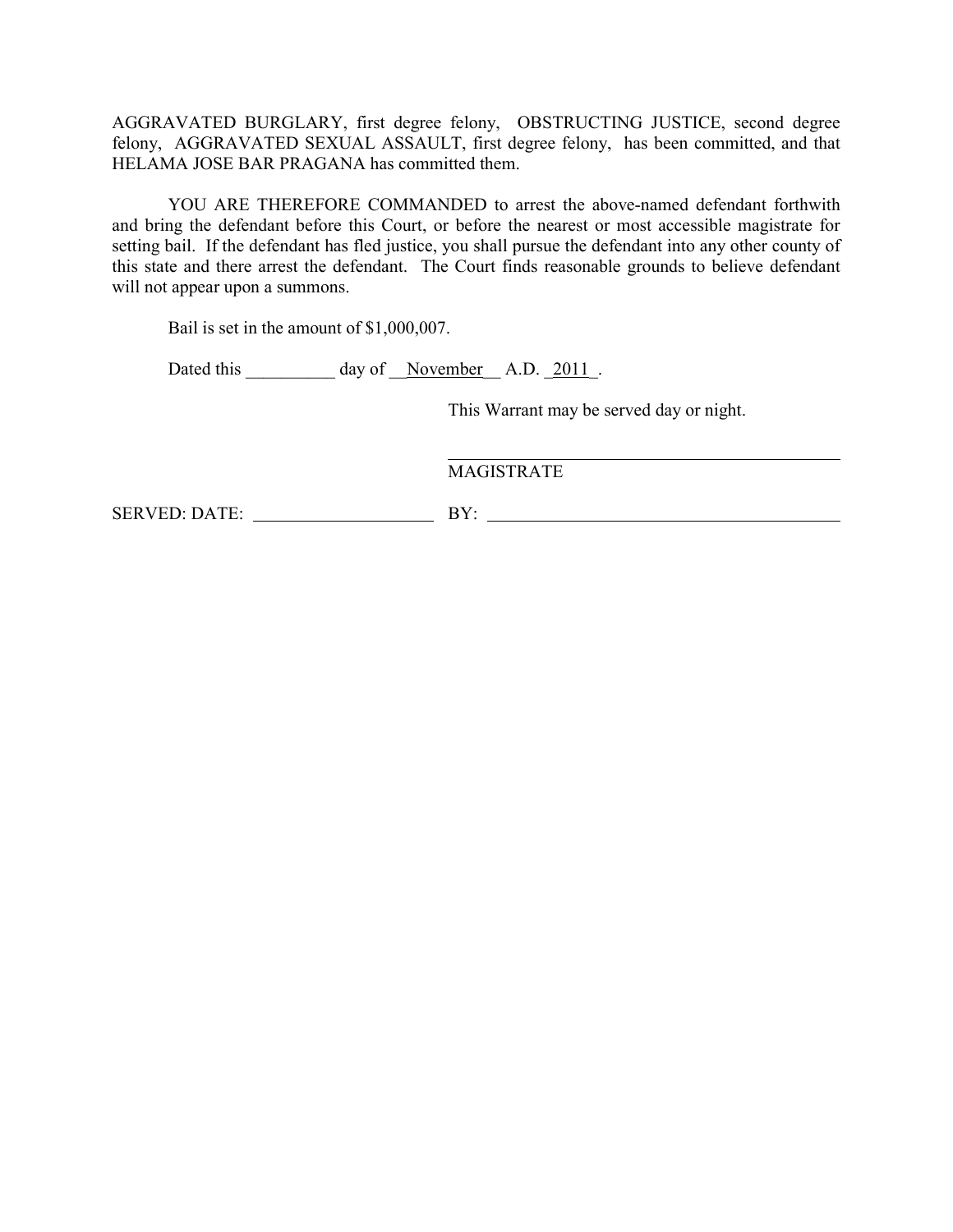AGGRAVATED BURGLARY, first degree felony, OBSTRUCTING JUSTICE, second degree felony, AGGRAVATED SEXUAL ASSAULT, first degree felony, has been committed, and that HELAMA JOSE BAR PRAGANA has committed them.

YOU ARE THEREFORE COMMANDED to arrest the above-named defendant forthwith and bring the defendant before this Court, or before the nearest or most accessible magistrate for setting bail. If the defendant has fled justice, you shall pursue the defendant into any other county of this state and there arrest the defendant. The Court finds reasonable grounds to believe defendant will not appear upon a summons.

Bail is set in the amount of $1,000,007.

Dated this __________ day of __November__ A.D. _2011_.

This Warrant may be served day or night.

______________________________________

MAGISTRATE

SERVED: DATE: ____________________ BY: ________________________________________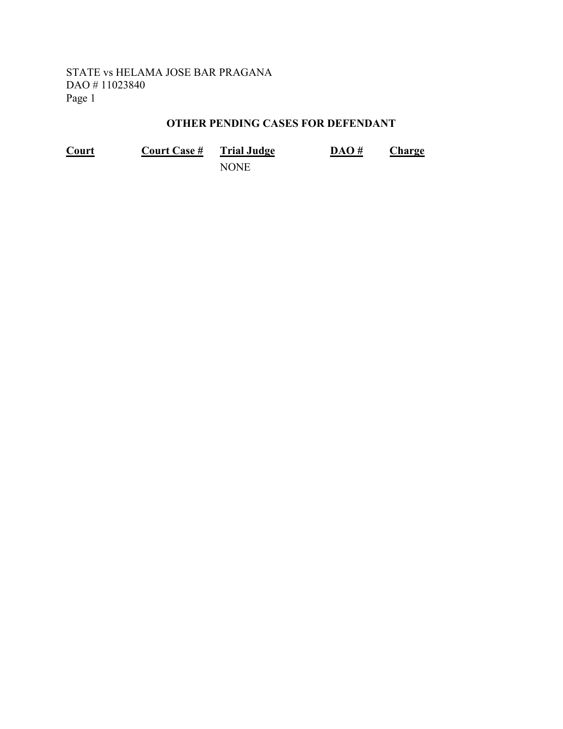STATE vs HELAMA JOSE BAR PRAGANA
DAO # 11023840
Page 1

## OTHER PENDING CASES FOR DEFENDANT

| Court | Court Case # | Trial Judge | DAO # | Charge |
|---|---|---|---|---|
| | | NONE | | |